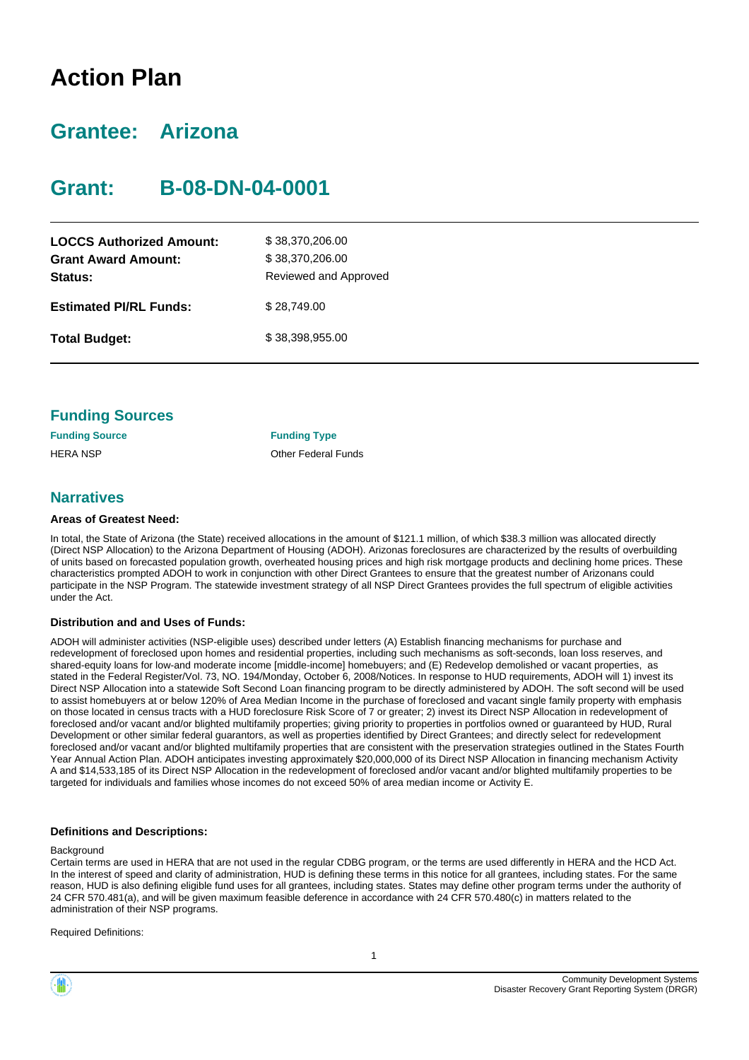# Action Plan

## Grantee: Arizona

## Grant: B-08-DN-04-0001

| | |
|---|---|
| **LOCCS Authorized Amount:** | $ 38,370,206.00 |
| **Grant Award Amount:** | $ 38,370,206.00 |
| **Status:** | Reviewed and Approved |
| **Estimated PI/RL Funds:** | $ 28,749.00 |
| **Total Budget:** | $ 38,398,955.00 |

## Funding Sources

| Funding Source | Funding Type |
|---|---|
| HERA NSP | Other Federal Funds |

## Narratives

#### Areas of Greatest Need:

In total, the State of Arizona (the State) received allocations in the amount of $121.1 million, of which $38.3 million was allocated directly (Direct NSP Allocation) to the Arizona Department of Housing (ADOH). Arizonas foreclosures are characterized by the results of overbuilding of units based on forecasted population growth, overheated housing prices and high risk mortgage products and declining home prices. These characteristics prompted ADOH to work in conjunction with other Direct Grantees to ensure that the greatest number of Arizonans could participate in the NSP Program. The statewide investment strategy of all NSP Direct Grantees provides the full spectrum of eligible activities under the Act.

#### Distribution and and Uses of Funds:

ADOH will administer activities (NSP-eligible uses) described under letters (A) Establish financing mechanisms for purchase and redevelopment of foreclosed upon homes and residential properties, including such mechanisms as soft-seconds, loan loss reserves, and shared-equity loans for low-and moderate income [middle-income] homebuyers; and (E) Redevelop demolished or vacant properties, as stated in the Federal Register/Vol. 73, NO. 194/Monday, October 6, 2008/Notices. In response to HUD requirements, ADOH will 1) invest its Direct NSP Allocation into a statewide Soft Second Loan financing program to be directly administered by ADOH. The soft second will be used to assist homebuyers at or below 120% of Area Median Income in the purchase of foreclosed and vacant single family property with emphasis on those located in census tracts with a HUD foreclosure Risk Score of 7 or greater; 2) invest its Direct NSP Allocation in redevelopment of foreclosed and/or vacant and/or blighted multifamily properties; giving priority to properties in portfolios owned or guaranteed by HUD, Rural Development or other similar federal guarantors, as well as properties identified by Direct Grantees; and directly select for redevelopment foreclosed and/or vacant and/or blighted multifamily properties that are consistent with the preservation strategies outlined in the States Fourth Year Annual Action Plan. ADOH anticipates investing approximately $20,000,000 of its Direct NSP Allocation in financing mechanism Activity A and $14,533,185 of its Direct NSP Allocation in the redevelopment of foreclosed and/or vacant and/or blighted multifamily properties to be targeted for individuals and families whose incomes do not exceed 50% of area median income or Activity E.

#### Definitions and Descriptions:

Background

Certain terms are used in HERA that are not used in the regular CDBG program, or the terms are used differently in HERA and the HCD Act. In the interest of speed and clarity of administration, HUD is defining these terms in this notice for all grantees, including states. For the same reason, HUD is also defining eligible fund uses for all grantees, including states. States may define other program terms under the authority of 24 CFR 570.481(a), and will be given maximum feasible deference in accordance with 24 CFR 570.480(c) in matters related to the administration of their NSP programs.

Required Definitions: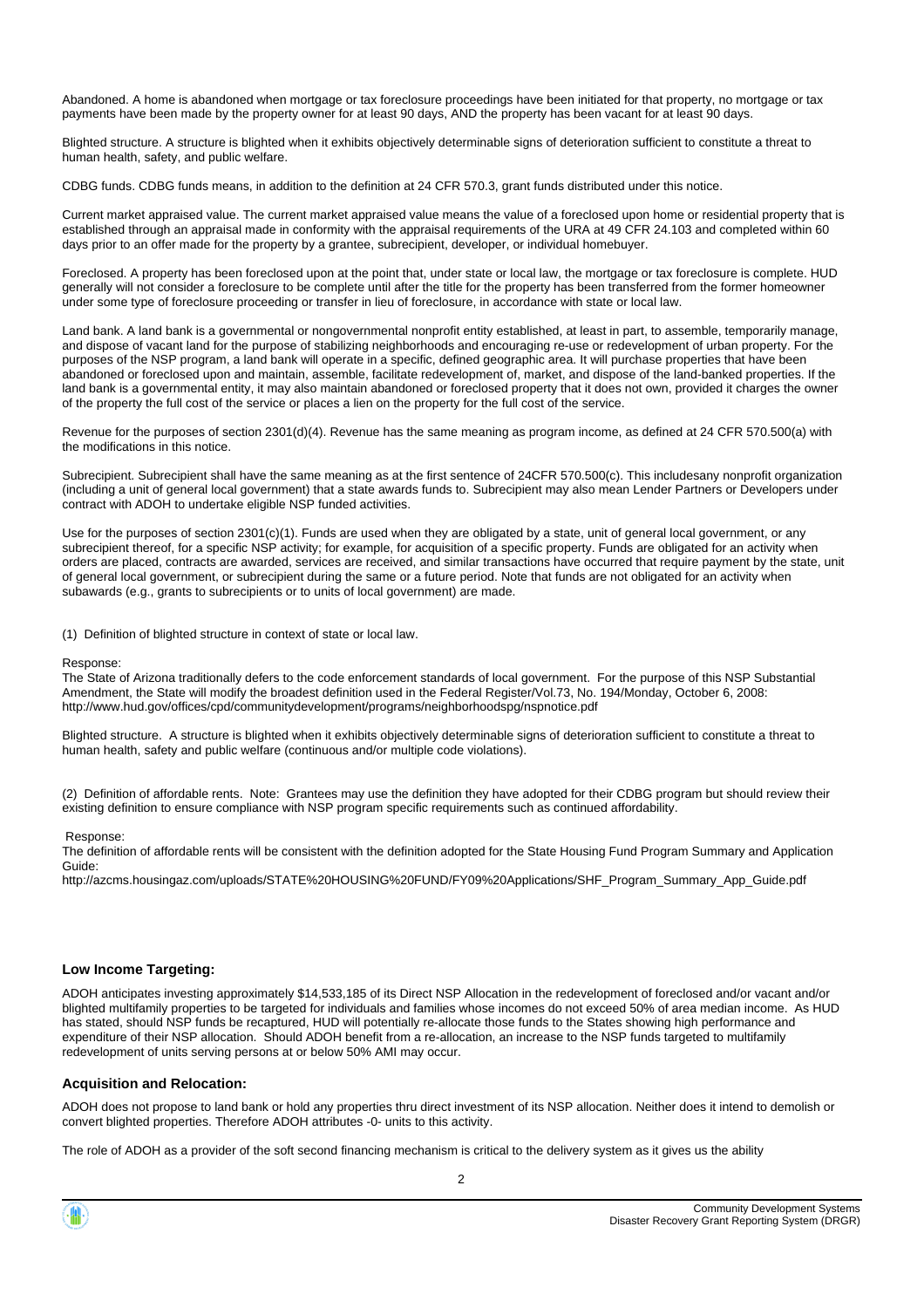Abandoned. A home is abandoned when mortgage or tax foreclosure proceedings have been initiated for that property, no mortgage or tax payments have been made by the property owner for at least 90 days, AND the property has been vacant for at least 90 days.

Blighted structure. A structure is blighted when it exhibits objectively determinable signs of deterioration sufficient to constitute a threat to human health, safety, and public welfare.

CDBG funds. CDBG funds means, in addition to the definition at 24 CFR 570.3, grant funds distributed under this notice.

Current market appraised value. The current market appraised value means the value of a foreclosed upon home or residential property that is established through an appraisal made in conformity with the appraisal requirements of the URA at 49 CFR 24.103 and completed within 60 days prior to an offer made for the property by a grantee, subrecipient, developer, or individual homebuyer.

Foreclosed. A property has been foreclosed upon at the point that, under state or local law, the mortgage or tax foreclosure is complete. HUD generally will not consider a foreclosure to be complete until after the title for the property has been transferred from the former homeowner under some type of foreclosure proceeding or transfer in lieu of foreclosure, in accordance with state or local law.

Land bank. A land bank is a governmental or nongovernmental nonprofit entity established, at least in part, to assemble, temporarily manage, and dispose of vacant land for the purpose of stabilizing neighborhoods and encouraging re-use or redevelopment of urban property. For the purposes of the NSP program, a land bank will operate in a specific, defined geographic area. It will purchase properties that have been abandoned or foreclosed upon and maintain, assemble, facilitate redevelopment of, market, and dispose of the land-banked properties. If the land bank is a governmental entity, it may also maintain abandoned or foreclosed property that it does not own, provided it charges the owner of the property the full cost of the service or places a lien on the property for the full cost of the service.

Revenue for the purposes of section 2301(d)(4). Revenue has the same meaning as program income, as defined at 24 CFR 570.500(a) with the modifications in this notice.

Subrecipient. Subrecipient shall have the same meaning as at the first sentence of 24CFR 570.500(c). This includesany nonprofit organization (including a unit of general local government) that a state awards funds to. Subrecipient may also mean Lender Partners or Developers under contract with ADOH to undertake eligible NSP funded activities.

Use for the purposes of section 2301(c)(1). Funds are used when they are obligated by a state, unit of general local government, or any subrecipient thereof, for a specific NSP activity; for example, for acquisition of a specific property. Funds are obligated for an activity when orders are placed, contracts are awarded, services are received, and similar transactions have occurred that require payment by the state, unit of general local government, or subrecipient during the same or a future period. Note that funds are not obligated for an activity when subawards (e.g., grants to subrecipients or to units of local government) are made.

(1) Definition of blighted structure in context of state or local law.

Response:
The State of Arizona traditionally defers to the code enforcement standards of local government. For the purpose of this NSP Substantial Amendment, the State will modify the broadest definition used in the Federal Register/Vol.73, No. 194/Monday, October 6, 2008:
http://www.hud.gov/offices/cpd/communitydevelopment/programs/neighborhoodspg/nspnotice.pdf

Blighted structure. A structure is blighted when it exhibits objectively determinable signs of deterioration sufficient to constitute a threat to human health, safety and public welfare (continuous and/or multiple code violations).

(2) Definition of affordable rents. Note: Grantees may use the definition they have adopted for their CDBG program but should review their existing definition to ensure compliance with NSP program specific requirements such as continued affordability.

Response:
The definition of affordable rents will be consistent with the definition adopted for the State Housing Fund Program Summary and Application Guide:
http://azcms.housingaz.com/uploads/STATE%20HOUSING%20FUND/FY09%20Applications/SHF_Program_Summary_App_Guide.pdf

### Low Income Targeting:

ADOH anticipates investing approximately $14,533,185 of its Direct NSP Allocation in the redevelopment of foreclosed and/or vacant and/or blighted multifamily properties to be targeted for individuals and families whose incomes do not exceed 50% of area median income. As HUD has stated, should NSP funds be recaptured, HUD will potentially re-allocate those funds to the States showing high performance and expenditure of their NSP allocation. Should ADOH benefit from a re-allocation, an increase to the NSP funds targeted to multifamily redevelopment of units serving persons at or below 50% AMI may occur.

### Acquisition and Relocation:

ADOH does not propose to land bank or hold any properties thru direct investment of its NSP allocation. Neither does it intend to demolish or convert blighted properties. Therefore ADOH attributes -0- units to this activity.

The role of ADOH as a provider of the soft second financing mechanism is critical to the delivery system as it gives us the ability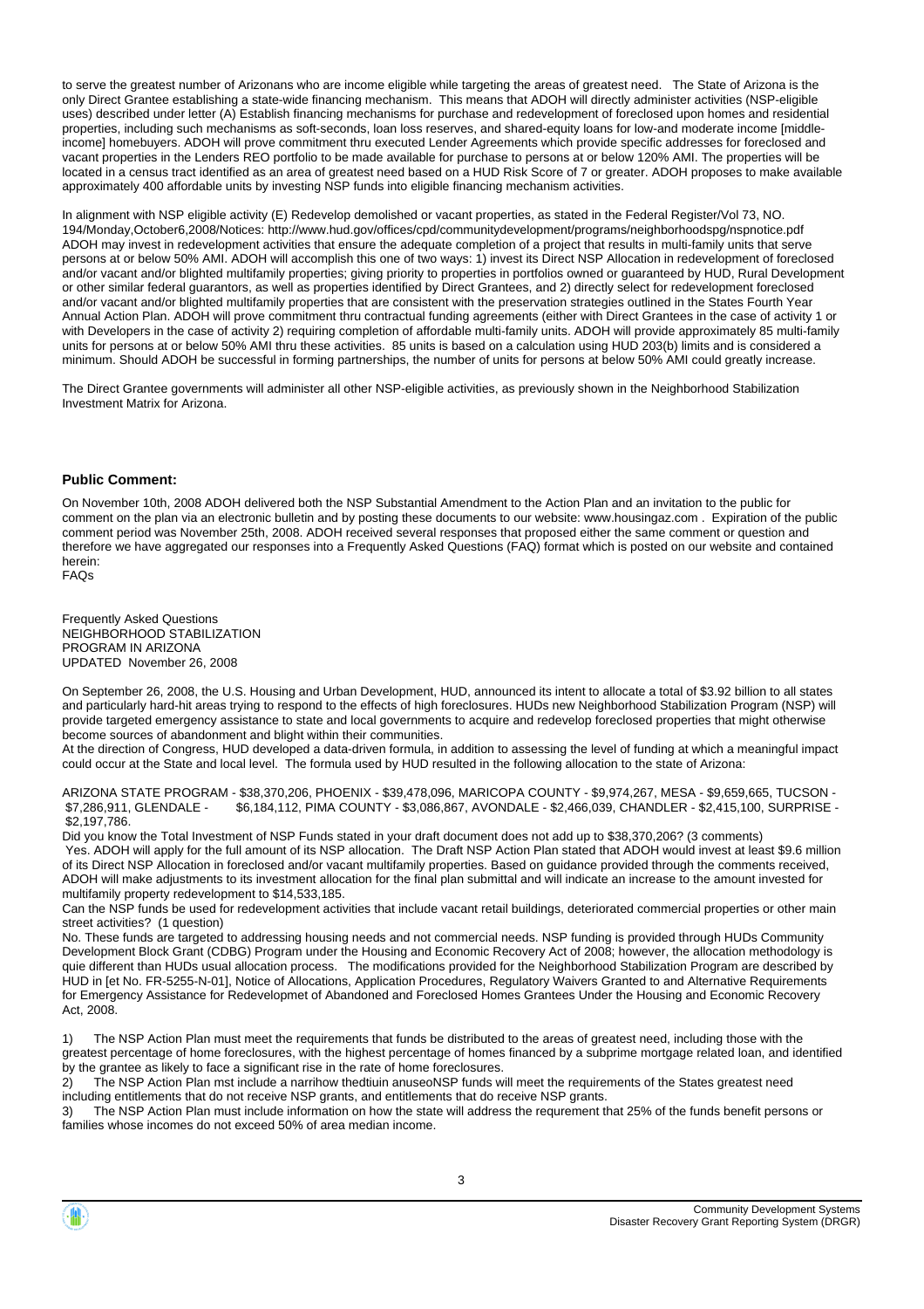to serve the greatest number of Arizonans who are income eligible while targeting the areas of greatest need. The State of Arizona is the only Direct Grantee establishing a state-wide financing mechanism. This means that ADOH will directly administer activities (NSP-eligible uses) described under letter (A) Establish financing mechanisms for purchase and redevelopment of foreclosed upon homes and residential properties, including such mechanisms as soft-seconds, loan loss reserves, and shared-equity loans for low-and moderate income [middle-income] homebuyers. ADOH will prove commitment thru executed Lender Agreements which provide specific addresses for foreclosed and vacant properties in the Lenders REO portfolio to be made available for purchase to persons at or below 120% AMI. The properties will be located in a census tract identified as an area of greatest need based on a HUD Risk Score of 7 or greater. ADOH proposes to make available approximately 400 affordable units by investing NSP funds into eligible financing mechanism activities.

In alignment with NSP eligible activity (E) Redevelop demolished or vacant properties, as stated in the Federal Register/Vol 73, NO. 194/Monday,October6,2008/Notices: http://www.hud.gov/offices/cpd/communitydevelopment/programs/neighborhoodspg/nspnotice.pdf ADOH may invest in redevelopment activities that ensure the adequate completion of a project that results in multi-family units that serve persons at or below 50% AMI. ADOH will accomplish this one of two ways: 1) invest its Direct NSP Allocation in redevelopment of foreclosed and/or vacant and/or blighted multifamily properties; giving priority to properties in portfolios owned or guaranteed by HUD, Rural Development or other similar federal guarantors, as well as properties identified by Direct Grantees, and 2) directly select for redevelopment foreclosed and/or vacant and/or blighted multifamily properties that are consistent with the preservation strategies outlined in the States Fourth Year Annual Action Plan. ADOH will prove commitment thru contractual funding agreements (either with Direct Grantees in the case of activity 1 or with Developers in the case of activity 2) requiring completion of affordable multi-family units. ADOH will provide approximately 85 multi-family units for persons at or below 50% AMI thru these activities. 85 units is based on a calculation using HUD 203(b) limits and is considered a minimum. Should ADOH be successful in forming partnerships, the number of units for persons at below 50% AMI could greatly increase.

The Direct Grantee governments will administer all other NSP-eligible activities, as previously shown in the Neighborhood Stabilization Investment Matrix for Arizona.

**Public Comment:**

On November 10th, 2008 ADOH delivered both the NSP Substantial Amendment to the Action Plan and an invitation to the public for comment on the plan via an electronic bulletin and by posting these documents to our website: www.housingaz.com . Expiration of the public comment period was November 25th, 2008. ADOH received several responses that proposed either the same comment or question and therefore we have aggregated our responses into a Frequently Asked Questions (FAQ) format which is posted on our website and contained herein:
FAQs

Frequently Asked Questions
NEIGHBORHOOD STABILIZATION
PROGRAM IN ARIZONA
UPDATED November 26, 2008

On September 26, 2008, the U.S. Housing and Urban Development, HUD, announced its intent to allocate a total of $3.92 billion to all states and particularly hard-hit areas trying to respond to the effects of high foreclosures. HUDs new Neighborhood Stabilization Program (NSP) will provide targeted emergency assistance to state and local governments to acquire and redevelop foreclosed properties that might otherwise become sources of abandonment and blight within their communities.
At the direction of Congress, HUD developed a data-driven formula, in addition to assessing the level of funding at which a meaningful impact could occur at the State and local level. The formula used by HUD resulted in the following allocation to the state of Arizona:

ARIZONA STATE PROGRAM - $38,370,206, PHOENIX - $39,478,096, MARICOPA COUNTY - $9,974,267, MESA - $9,659,665, TUCSON - $7,286,911, GLENDALE - $6,184,112, PIMA COUNTY - $3,086,867, AVONDALE - $2,466,039, CHANDLER - $2,415,100, SURPRISE - $2,197,786.

Did you know the Total Investment of NSP Funds stated in your draft document does not add up to $38,370,206? (3 comments)
Yes. ADOH will apply for the full amount of its NSP allocation. The Draft NSP Action Plan stated that ADOH would invest at least $9.6 million of its Direct NSP Allocation in foreclosed and/or vacant multifamily properties. Based on guidance provided through the comments received, ADOH will make adjustments to its investment allocation for the final plan submittal and will indicate an increase to the amount invested for multifamily property redevelopment to $14,533,185.
Can the NSP funds be used for redevelopment activities that include vacant retail buildings, deteriorated commercial properties or other main street activities? (1 question)
No. These funds are targeted to addressing housing needs and not commercial needs. NSP funding is provided through HUDs Community Development Block Grant (CDBG) Program under the Housing and Economic Recovery Act of 2008; however, the allocation methodology is quie different than HUDs usual allocation process. The modifications provided for the Neighborhood Stabilization Program are described by HUD in [et No. FR-5255-N-01], Notice of Allocations, Application Procedures, Regulatory Waivers Granted to and Alternative Requirements for Emergency Assistance for Redevelopmet of Abandoned and Foreclosed Homes Grantees Under the Housing and Economic Recovery Act, 2008.

1) The NSP Action Plan must meet the requirements that funds be distributed to the areas of greatest need, including those with the greatest percentage of home foreclosures, with the highest percentage of homes financed by a subprime mortgage related loan, and identified by the grantee as likely to face a significant rise in the rate of home foreclosures.
2) The NSP Action Plan mst include a narrihow thedtiuin anuseoNSP funds will meet the requirements of the States greatest need including entitlements that do not receive NSP grants, and entitlements that do receive NSP grants.
3) The NSP Action Plan must include information on how the state will address the requrement that 25% of the funds benefit persons or families whose incomes do not exceed 50% of area median income.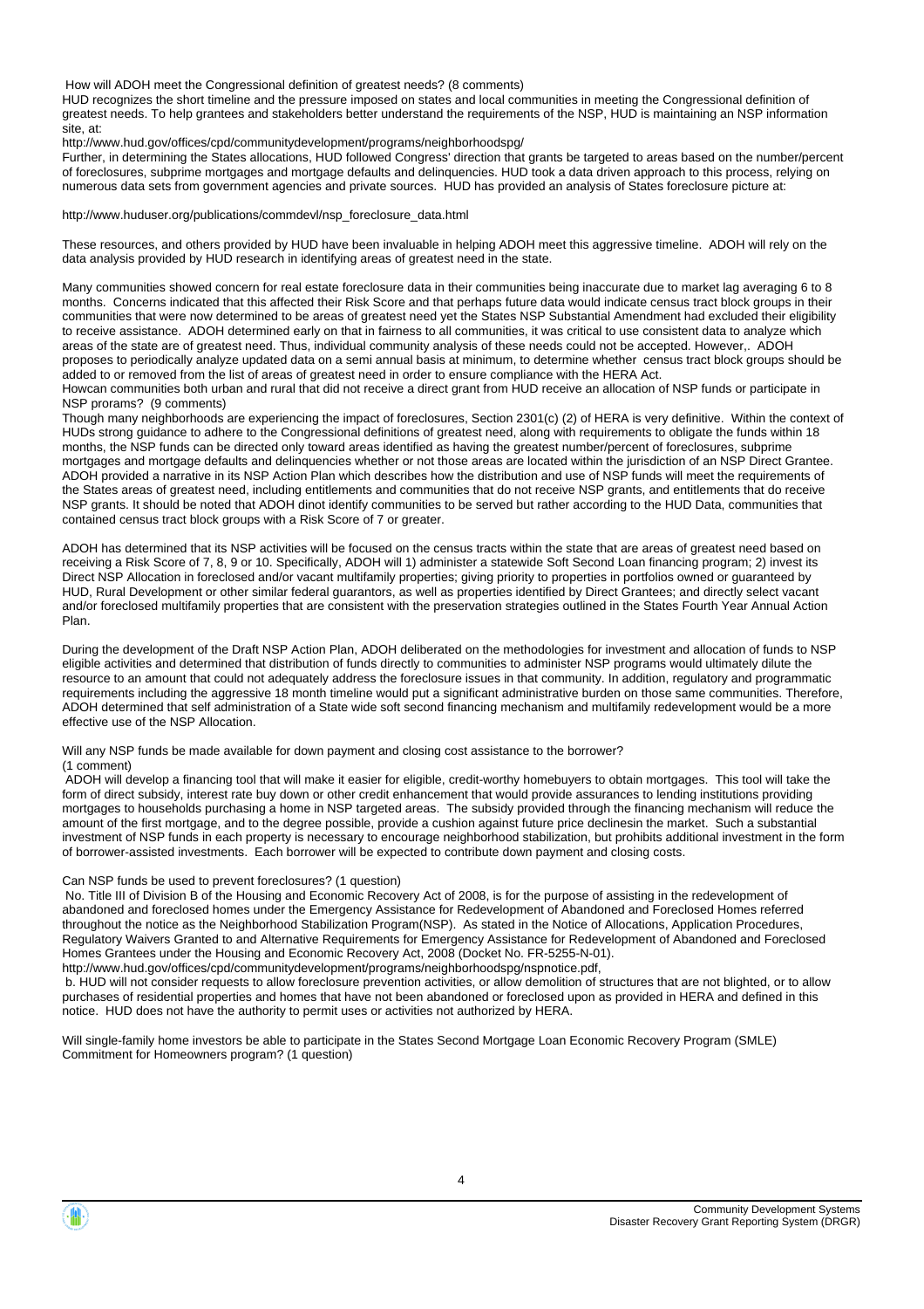How will ADOH meet the Congressional definition of greatest needs? (8 comments)

HUD recognizes the short timeline and the pressure imposed on states and local communities in meeting the Congressional definition of greatest needs. To help grantees and stakeholders better understand the requirements of the NSP, HUD is maintaining an NSP information site, at:

http://www.hud.gov/offices/cpd/communitydevelopment/programs/neighborhoodspg/

Further, in determining the States allocations, HUD followed Congress' direction that grants be targeted to areas based on the number/percent of foreclosures, subprime mortgages and mortgage defaults and delinquencies. HUD took a data driven approach to this process, relying on numerous data sets from government agencies and private sources. HUD has provided an analysis of States foreclosure picture at:

http://www.huduser.org/publications/commdevl/nsp_foreclosure_data.html

These resources, and others provided by HUD have been invaluable in helping ADOH meet this aggressive timeline. ADOH will rely on the data analysis provided by HUD research in identifying areas of greatest need in the state.

Many communities showed concern for real estate foreclosure data in their communities being inaccurate due to market lag averaging 6 to 8 months. Concerns indicated that this affected their Risk Score and that perhaps future data would indicate census tract block groups in their communities that were now determined to be areas of greatest need yet the States NSP Substantial Amendment had excluded their eligibility to receive assistance. ADOH determined early on that in fairness to all communities, it was critical to use consistent data to analyze which areas of the state are of greatest need. Thus, individual community analysis of these needs could not be accepted. However,. ADOH proposes to periodically analyze updated data on a semi annual basis at minimum, to determine whether census tract block groups should be added to or removed from the list of areas of greatest need in order to ensure compliance with the HERA Act.

Howcan communities both urban and rural that did not receive a direct grant from HUD receive an allocation of NSP funds or participate in NSP prorams? (9 comments)

Though many neighborhoods are experiencing the impact of foreclosures, Section 2301(c) (2) of HERA is very definitive. Within the context of HUDs strong guidance to adhere to the Congressional definitions of greatest need, along with requirements to obligate the funds within 18 months, the NSP funds can be directed only toward areas identified as having the greatest number/percent of foreclosures, subprime mortgages and mortgage defaults and delinquencies whether or not those areas are located within the jurisdiction of an NSP Direct Grantee. ADOH provided a narrative in its NSP Action Plan which describes how the distribution and use of NSP funds will meet the requirements of the States areas of greatest need, including entitlements and communities that do not receive NSP grants, and entitlements that do receive NSP grants. It should be noted that ADOH dinot identify communities to be served but rather according to the HUD Data, communities that contained census tract block groups with a Risk Score of 7 or greater.

ADOH has determined that its NSP activities will be focused on the census tracts within the state that are areas of greatest need based on receiving a Risk Score of 7, 8, 9 or 10. Specifically, ADOH will 1) administer a statewide Soft Second Loan financing program; 2) invest its Direct NSP Allocation in foreclosed and/or vacant multifamily properties; giving priority to properties in portfolios owned or guaranteed by HUD, Rural Development or other similar federal guarantors, as well as properties identified by Direct Grantees; and directly select vacant and/or foreclosed multifamily properties that are consistent with the preservation strategies outlined in the States Fourth Year Annual Action Plan.

During the development of the Draft NSP Action Plan, ADOH deliberated on the methodologies for investment and allocation of funds to NSP eligible activities and determined that distribution of funds directly to communities to administer NSP programs would ultimately dilute the resource to an amount that could not adequately address the foreclosure issues in that community. In addition, regulatory and programmatic requirements including the aggressive 18 month timeline would put a significant administrative burden on those same communities. Therefore, ADOH determined that self administration of a State wide soft second financing mechanism and multifamily redevelopment would be a more effective use of the NSP Allocation.

Will any NSP funds be made available for down payment and closing cost assistance to the borrower?
(1 comment)

ADOH will develop a financing tool that will make it easier for eligible, credit-worthy homebuyers to obtain mortgages. This tool will take the form of direct subsidy, interest rate buy down or other credit enhancement that would provide assurances to lending institutions providing mortgages to households purchasing a home in NSP targeted areas. The subsidy provided through the financing mechanism will reduce the amount of the first mortgage, and to the degree possible, provide a cushion against future price declinesin the market. Such a substantial investment of NSP funds in each property is necessary to encourage neighborhood stabilization, but prohibits additional investment in the form of borrower-assisted investments. Each borrower will be expected to contribute down payment and closing costs.

Can NSP funds be used to prevent foreclosures? (1 question)

No. Title III of Division B of the Housing and Economic Recovery Act of 2008, is for the purpose of assisting in the redevelopment of abandoned and foreclosed homes under the Emergency Assistance for Redevelopment of Abandoned and Foreclosed Homes referred throughout the notice as the Neighborhood Stabilization Program(NSP). As stated in the Notice of Allocations, Application Procedures, Regulatory Waivers Granted to and Alternative Requirements for Emergency Assistance for Redevelopment of Abandoned and Foreclosed Homes Grantees under the Housing and Economic Recovery Act, 2008 (Docket No. FR-5255-N-01).
http://www.hud.gov/offices/cpd/communitydevelopment/programs/neighborhoodspg/nspnotice.pdf,

b. HUD will not consider requests to allow foreclosure prevention activities, or allow demolition of structures that are not blighted, or to allow purchases of residential properties and homes that have not been abandoned or foreclosed upon as provided in HERA and defined in this notice. HUD does not have the authority to permit uses or activities not authorized by HERA.

Will single-family home investors be able to participate in the States Second Mortgage Loan Economic Recovery Program (SMLE) Commitment for Homeowners program? (1 question)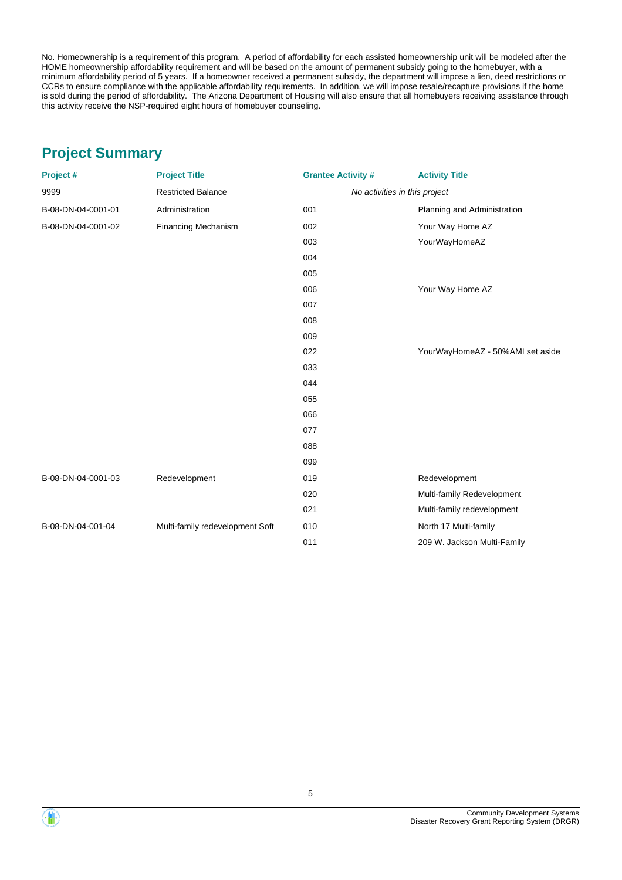No. Homeownership is a requirement of this program. A period of affordability for each assisted homeownership unit will be modeled after the HOME homeownership affordability requirement and will be based on the amount of permanent subsidy going to the homebuyer, with a minimum affordability period of 5 years. If a homeowner received a permanent subsidy, the department will impose a lien, deed restrictions or CCRs to ensure compliance with the applicable affordability requirements. In addition, we will impose resale/recapture provisions if the home is sold during the period of affordability. The Arizona Department of Housing will also ensure that all homebuyers receiving assistance through this activity receive the NSP-required eight hours of homebuyer counseling.

## Project Summary

| Project # | Project Title | Grantee Activity # | Activity Title |
|---|---|---|---|
| 9999 | Restricted Balance | *No activities in this project* | |
| B-08-DN-04-0001-01 | Administration | 001 | Planning and Administration |
| B-08-DN-04-0001-02 | Financing Mechanism | 002 | Your Way Home AZ |
| | | 003 | YourWayHomeAZ |
| | | 004 | |
| | | 005 | |
| | | 006 | Your Way Home AZ |
| | | 007 | |
| | | 008 | |
| | | 009 | |
| | | 022 | YourWayHomeAZ - 50%AMI set aside |
| | | 033 | |
| | | 044 | |
| | | 055 | |
| | | 066 | |
| | | 077 | |
| | | 088 | |
| | | 099 | |
| B-08-DN-04-0001-03 | Redevelopment | 019 | Redevelopment |
| | | 020 | Multi-family Redevelopment |
| | | 021 | Multi-family redevelopment |
| B-08-DN-04-001-04 | Multi-family redevelopment Soft | 010 | North 17 Multi-family |
| | | 011 | 209 W. Jackson Multi-Family |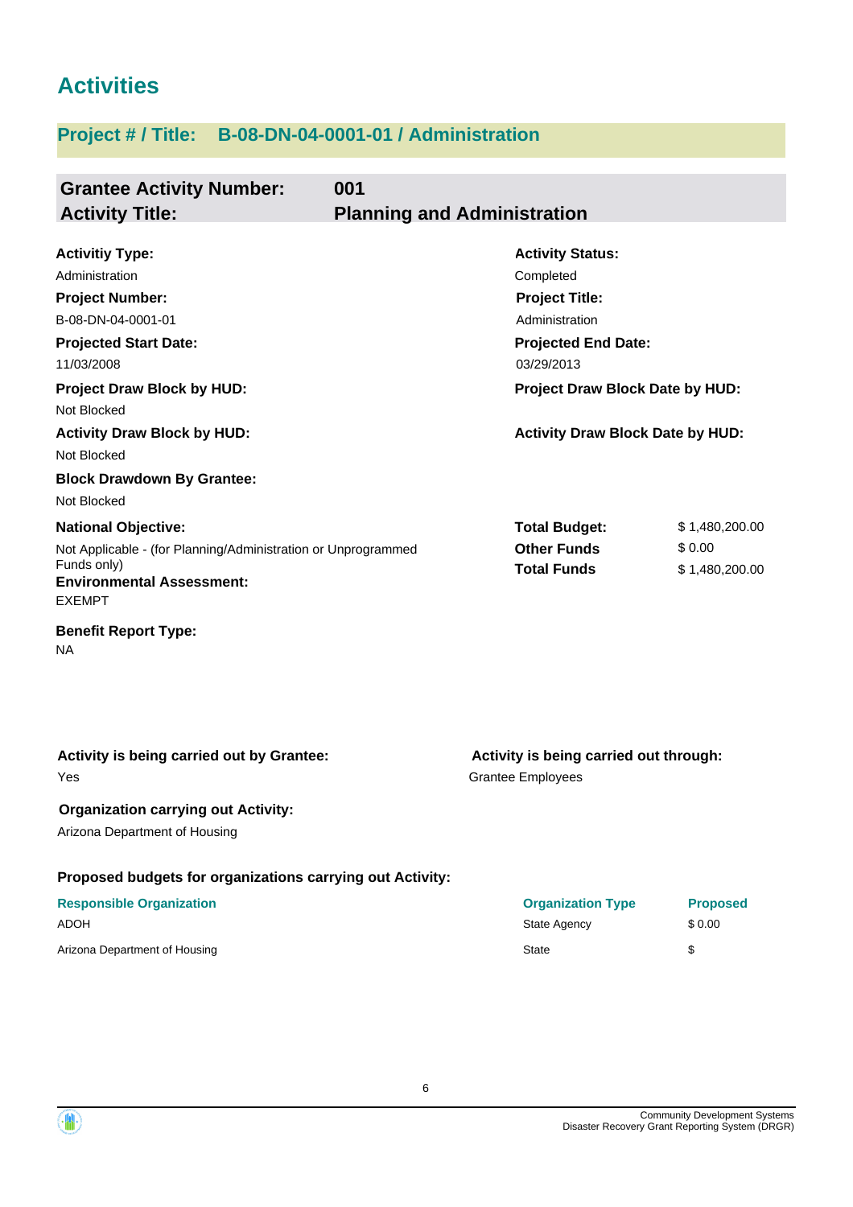# Activities

## Project # / Title: B-08-DN-04-0001-01 / Administration

### Grantee Activity Number: 001
### Activity Title: Planning and Administration

**Activitiy Type:**
Administration

**Activity Status:**
Completed

**Project Number:**
B-08-DN-04-0001-01

**Project Title:**
Administration

**Projected Start Date:**
11/03/2008

**Projected End Date:**
03/29/2013

**Project Draw Block by HUD:**
Not Blocked

**Project Draw Block Date by HUD:**

**Activity Draw Block by HUD:**
Not Blocked

**Activity Draw Block Date by HUD:**

**Block Drawdown By Grantee:**
Not Blocked

**National Objective:**
Not Applicable - (for Planning/Administration or Unprogrammed Funds only)

| | |
|---|---|
| **Total Budget:** | $ 1,480,200.00 |
| **Other Funds** | $ 0.00 |
| **Total Funds** | $ 1,480,200.00 |

**Environmental Assessment:**
EXEMPT

**Benefit Report Type:**
NA

**Activity is being carried out by Grantee:**
Yes

**Activity is being carried out through:**
Grantee Employees

**Organization carrying out Activity:**
Arizona Department of Housing

**Proposed budgets for organizations carrying out Activity:**

| Responsible Organization | Organization Type | Proposed |
|---|---|---|
| ADOH | State Agency | $ 0.00 |
| Arizona Department of Housing | State | $ |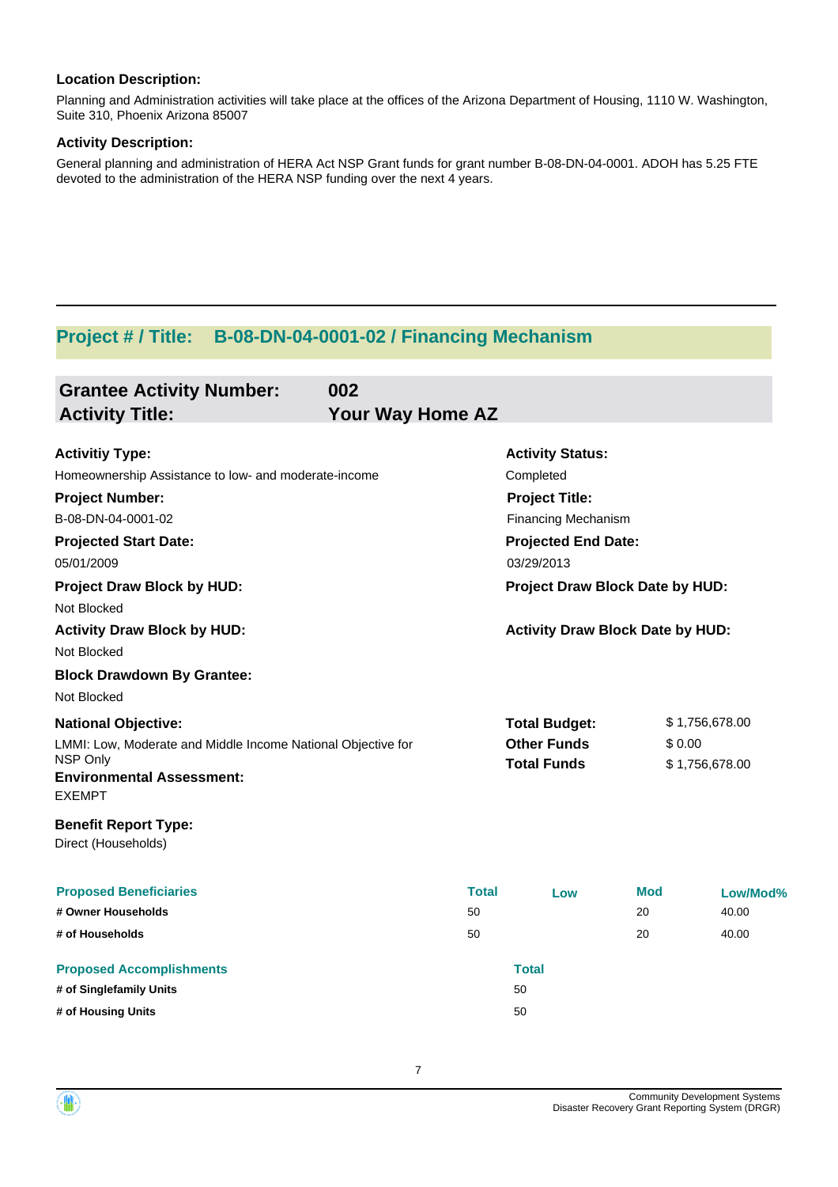**Location Description:**

Planning and Administration activities will take place at the offices of the Arizona Department of Housing, 1110 W. Washington, Suite 310, Phoenix Arizona 85007

**Activity Description:**

General planning and administration of HERA Act NSP Grant funds for grant number B-08-DN-04-0001. ADOH has 5.25 FTE devoted to the administration of the HERA NSP funding over the next 4 years.

---

## Project # / Title: B-08-DN-04-0001-02 / Financing Mechanism

### Grantee Activity Number: 002
### Activity Title: Your Way Home AZ

**Activitiy Type:**
Homeownership Assistance to low- and moderate-income

**Activity Status:**
Completed

**Project Number:**
B-08-DN-04-0001-02

**Project Title:**
Financing Mechanism

**Projected Start Date:**
05/01/2009

**Projected End Date:**
03/29/2013

**Project Draw Block by HUD:**
Not Blocked

**Project Draw Block Date by HUD:**

**Activity Draw Block by HUD:**
Not Blocked

**Activity Draw Block Date by HUD:**

**Block Drawdown By Grantee:**
Not Blocked

**National Objective:**
LMMI: Low, Moderate and Middle Income National Objective for NSP Only

| | |
|---|---|
| **Total Budget:** | $ 1,756,678.00 |
| **Other Funds** | $ 0.00 |
| **Total Funds** | $ 1,756,678.00 |

**Environmental Assessment:**
EXEMPT

**Benefit Report Type:**
Direct (Households)

| Proposed Beneficiaries | Total | Low | Mod | Low/Mod% |
|---|---|---|---|---|
| # Owner Households | 50 | | 20 | 40.00 |
| # of Households | 50 | | 20 | 40.00 |

| Proposed Accomplishments | Total |
|---|---|
| # of Singlefamily Units | 50 |
| # of Housing Units | 50 |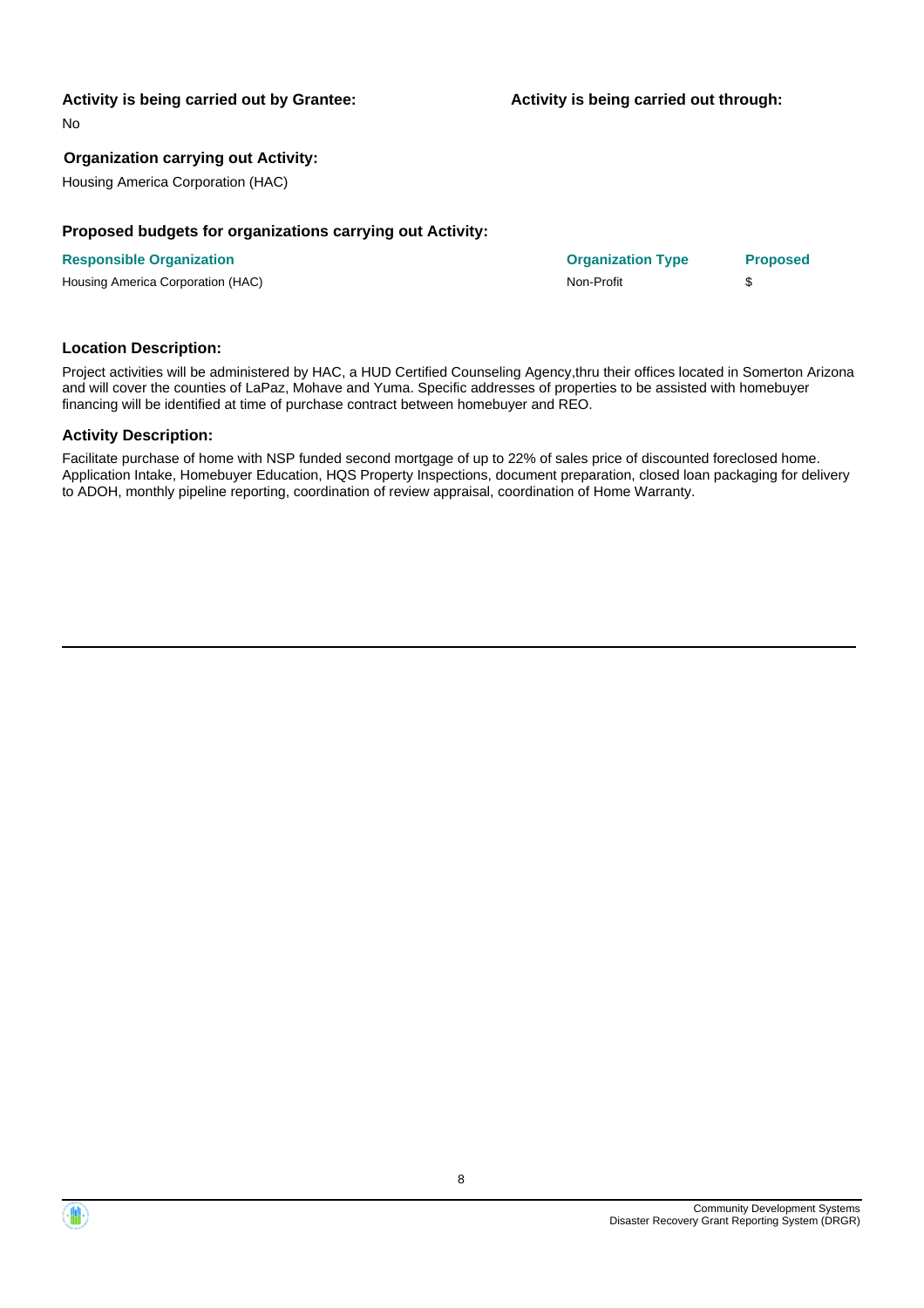**Activity is being carried out by Grantee:**

No

**Activity is being carried out through:**

**Organization carrying out Activity:**

Housing America Corporation (HAC)

**Proposed budgets for organizations carrying out Activity:**

| Responsible Organization | Organization Type | Proposed |
|---|---|---|
| Housing America Corporation (HAC) | Non-Profit | $ |

**Location Description:**

Project activities will be administered by HAC, a HUD Certified Counseling Agency,thru their offices located in Somerton Arizona and will cover the counties of LaPaz, Mohave and Yuma. Specific addresses of properties to be assisted with homebuyer financing will be identified at time of purchase contract between homebuyer and REO.

**Activity Description:**

Facilitate purchase of home with NSP funded second mortgage of up to 22% of sales price of discounted foreclosed home. Application Intake, Homebuyer Education, HQS Property Inspections, document preparation, closed loan packaging for delivery to ADOH, monthly pipeline reporting, coordination of review appraisal, coordination of Home Warranty.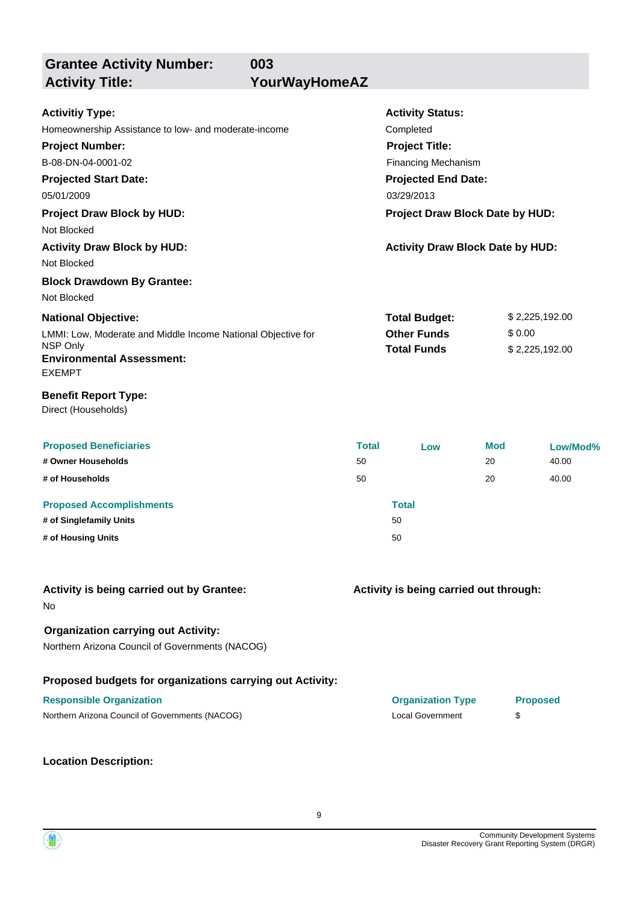## Grantee Activity Number: 003
## Activity Title: YourWayHomeAZ

**Activitiy Type:**
Homeownership Assistance to low- and moderate-income

**Activity Status:**
Completed

**Project Number:**
B-08-DN-04-0001-02

**Project Title:**
Financing Mechanism

**Projected Start Date:**
05/01/2009

**Projected End Date:**
03/29/2013

**Project Draw Block by HUD:**
Not Blocked

**Project Draw Block Date by HUD:**

**Activity Draw Block by HUD:**
Not Blocked

**Activity Draw Block Date by HUD:**

**Block Drawdown By Grantee:**
Not Blocked

**National Objective:**
LMMI: Low, Moderate and Middle Income National Objective for NSP Only

| | |
|---|---|
| **Total Budget:** | $ 2,225,192.00 |
| **Other Funds** | $ 0.00 |
| **Total Funds** | $ 2,225,192.00 |

**Environmental Assessment:**
EXEMPT

**Benefit Report Type:**
Direct (Households)

| Proposed Beneficiaries | Total | Low | Mod | Low/Mod% |
|---|---|---|---|---|
| # Owner Households | 50 | | 20 | 40.00 |
| # of Households | 50 | | 20 | 40.00 |

| Proposed Accomplishments | Total |
|---|---|
| # of Singlefamily Units | 50 |
| # of Housing Units | 50 |

**Activity is being carried out by Grantee:**
No

**Activity is being carried out through:**

**Organization carrying out Activity:**
Northern Arizona Council of Governments (NACOG)

**Proposed budgets for organizations carrying out Activity:**

| Responsible Organization | Organization Type | Proposed |
|---|---|---|
| Northern Arizona Council of Governments (NACOG) | Local Government | $ |

**Location Description:**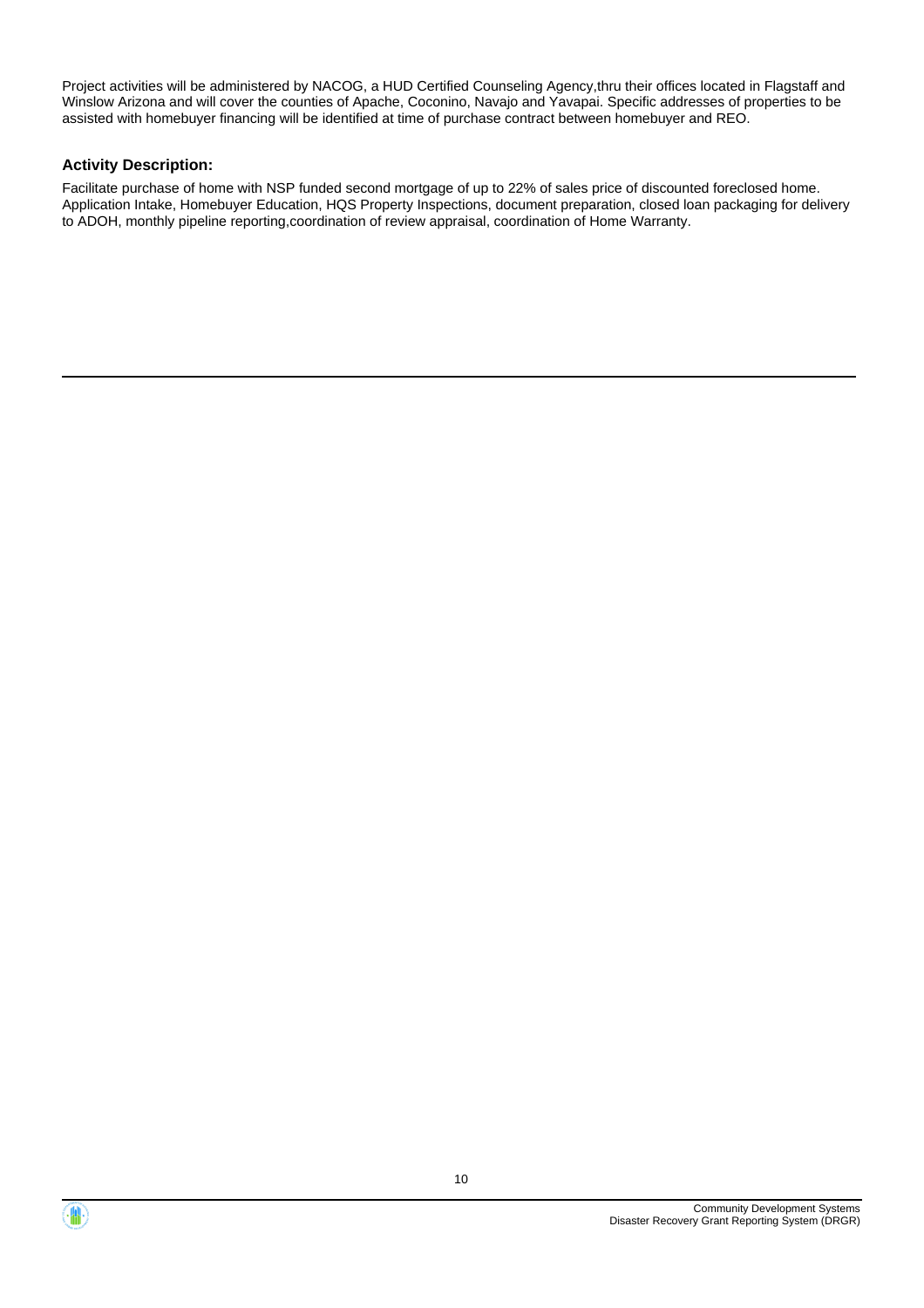Project activities will be administered by NACOG, a HUD Certified Counseling Agency,thru their offices located in Flagstaff and Winslow Arizona and will cover the counties of Apache, Coconino, Navajo and Yavapai. Specific addresses of properties to be assisted with homebuyer financing will be identified at time of purchase contract between homebuyer and REO.

### Activity Description:

Facilitate purchase of home with NSP funded second mortgage of up to 22% of sales price of discounted foreclosed home. Application Intake, Homebuyer Education, HQS Property Inspections, document preparation, closed loan packaging for delivery to ADOH, monthly pipeline reporting,coordination of review appraisal, coordination of Home Warranty.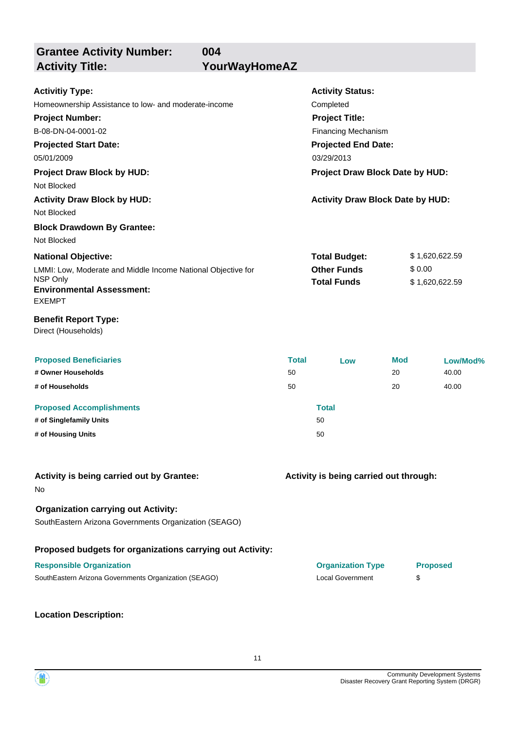## Grantee Activity Number: 004
## Activity Title: YourWayHomeAZ

**Activitiy Type:**
Homeownership Assistance to low- and moderate-income

**Activity Status:**
Completed

**Project Number:**
B-08-DN-04-0001-02

**Project Title:**
Financing Mechanism

**Projected Start Date:**
05/01/2009

**Projected End Date:**
03/29/2013

**Project Draw Block by HUD:**
Not Blocked

**Project Draw Block Date by HUD:**

**Activity Draw Block by HUD:**
Not Blocked

**Activity Draw Block Date by HUD:**

**Block Drawdown By Grantee:**
Not Blocked

**National Objective:**
LMMI: Low, Moderate and Middle Income National Objective for NSP Only

**Total Budget:** $ 1,620,622.59
**Other Funds** $ 0.00
**Total Funds** $ 1,620,622.59

**Environmental Assessment:**
EXEMPT

**Benefit Report Type:**
Direct (Households)

| Proposed Beneficiaries | Total | Low | Mod | Low/Mod% |
|---|---|---|---|---|
| # Owner Households | 50 | | 20 | 40.00 |
| # of Households | 50 | | 20 | 40.00 |

| Proposed Accomplishments | Total |
|---|---|
| # of Singlefamily Units | 50 |
| # of Housing Units | 50 |

**Activity is being carried out by Grantee:**
No

**Activity is being carried out through:**

**Organization carrying out Activity:**
SouthEastern Arizona Governments Organization (SEAGO)

**Proposed budgets for organizations carrying out Activity:**

| Responsible Organization | Organization Type | Proposed |
|---|---|---|
| SouthEastern Arizona Governments Organization (SEAGO) | Local Government | $ |

**Location Description:**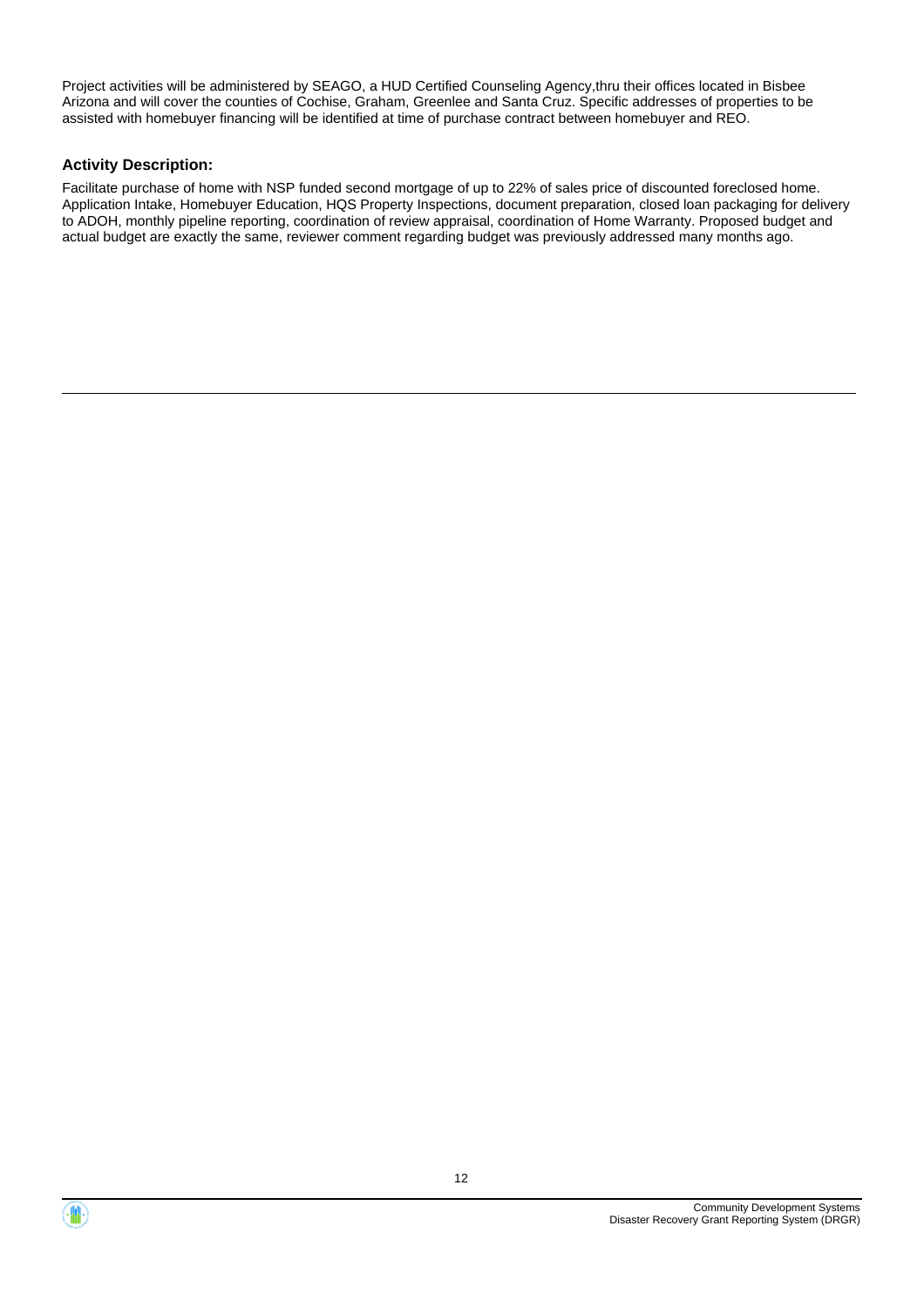Project activities will be administered by SEAGO, a HUD Certified Counseling Agency,thru their offices located in Bisbee Arizona and will cover the counties of Cochise, Graham, Greenlee and Santa Cruz. Specific addresses of properties to be assisted with homebuyer financing will be identified at time of purchase contract between homebuyer and REO.

### Activity Description:

Facilitate purchase of home with NSP funded second mortgage of up to 22% of sales price of discounted foreclosed home. Application Intake, Homebuyer Education, HQS Property Inspections, document preparation, closed loan packaging for delivery to ADOH, monthly pipeline reporting, coordination of review appraisal, coordination of Home Warranty. Proposed budget and actual budget are exactly the same, reviewer comment regarding budget was previously addressed many months ago.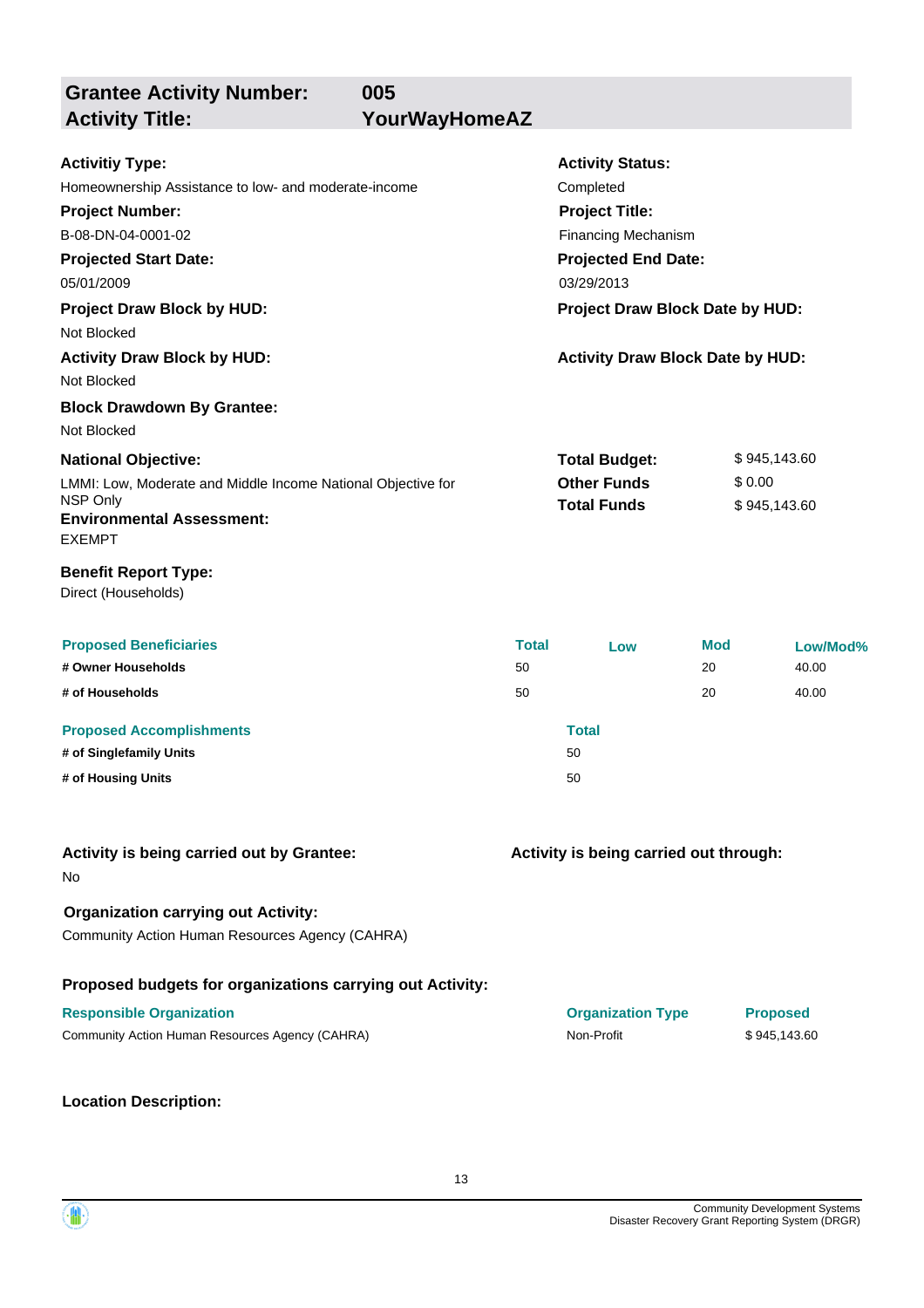## Grantee Activity Number: 005
## Activity Title: YourWayHomeAZ

**Activitiy Type:**
Homeownership Assistance to low- and moderate-income

**Activity Status:**
Completed

**Project Number:**
B-08-DN-04-0001-02

**Project Title:**
Financing Mechanism

**Projected Start Date:**
05/01/2009

**Projected End Date:**
03/29/2013

**Project Draw Block by HUD:**
Not Blocked

**Project Draw Block Date by HUD:**

**Activity Draw Block by HUD:**
Not Blocked

**Activity Draw Block Date by HUD:**

**Block Drawdown By Grantee:**
Not Blocked

**National Objective:**
LMMI: Low, Moderate and Middle Income National Objective for NSP Only

| | |
|---|---|
| **Total Budget:** | $ 945,143.60 |
| **Other Funds** | $ 0.00 |
| **Total Funds** | $ 945,143.60 |

**Environmental Assessment:**
EXEMPT

**Benefit Report Type:**
Direct (Households)

| Proposed Beneficiaries | Total | Low | Mod | Low/Mod% |
|---|---|---|---|---|
| # Owner Households | 50 | | 20 | 40.00 |
| # of Households | 50 | | 20 | 40.00 |

| Proposed Accomplishments | Total |
|---|---|
| # of Singlefamily Units | 50 |
| # of Housing Units | 50 |

**Activity is being carried out by Grantee:**
No

**Activity is being carried out through:**

**Organization carrying out Activity:**
Community Action Human Resources Agency (CAHRA)

**Proposed budgets for organizations carrying out Activity:**

| Responsible Organization | Organization Type | Proposed |
|---|---|---|
| Community Action Human Resources Agency (CAHRA) | Non-Profit | $ 945,143.60 |

**Location Description:**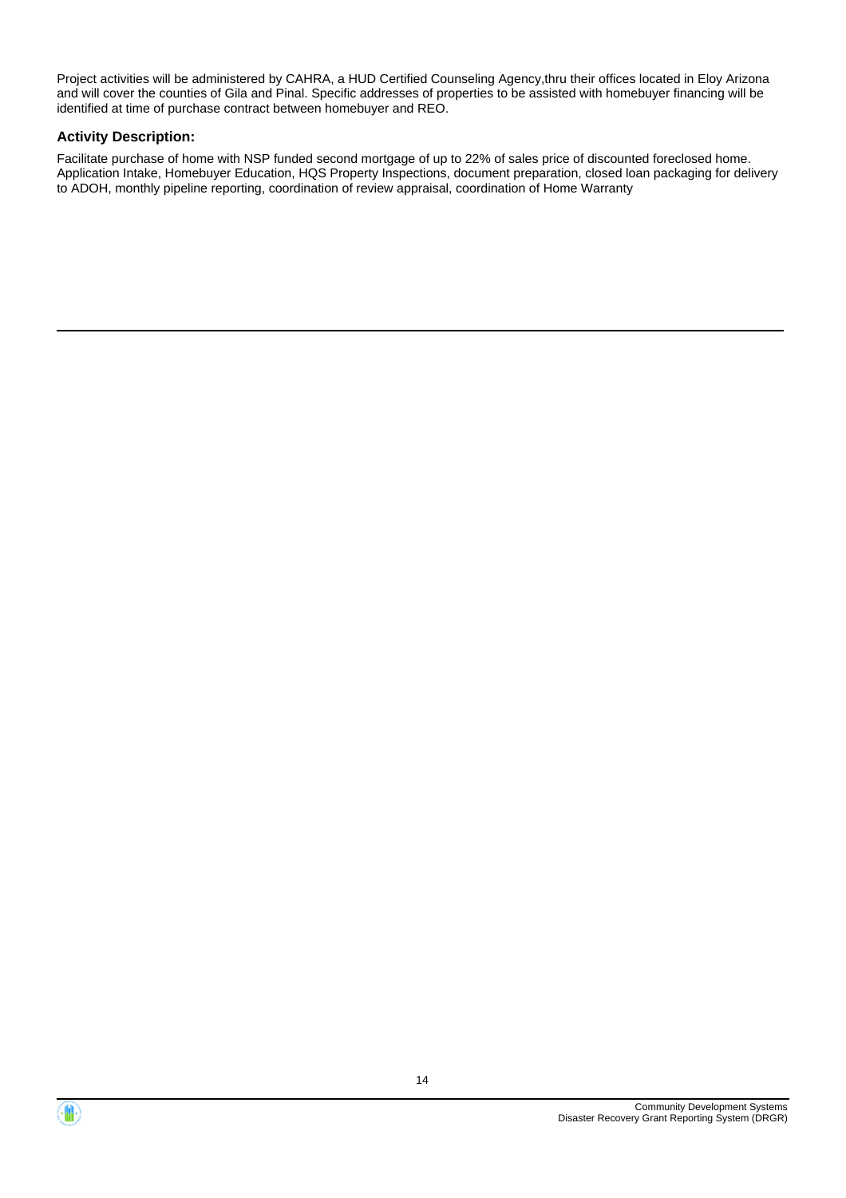Project activities will be administered by CAHRA, a HUD Certified Counseling Agency,thru their offices located in Eloy Arizona and will cover the counties of Gila and Pinal. Specific addresses of properties to be assisted with homebuyer financing will be identified at time of purchase contract between homebuyer and REO.

### Activity Description:

Facilitate purchase of home with NSP funded second mortgage of up to 22% of sales price of discounted foreclosed home. Application Intake, Homebuyer Education, HQS Property Inspections, document preparation, closed loan packaging for delivery to ADOH, monthly pipeline reporting, coordination of review appraisal, coordination of Home Warranty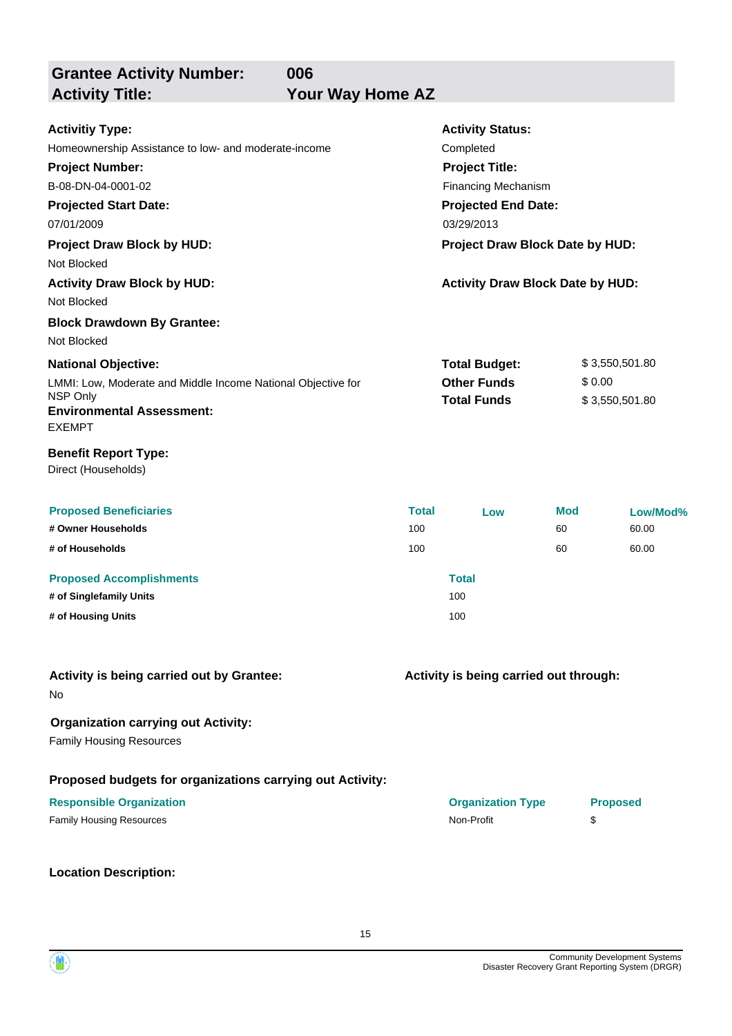## Grantee Activity Number: 006
## Activity Title: Your Way Home AZ

**Activitiy Type:**
Homeownership Assistance to low- and moderate-income

**Activity Status:**
Completed

**Project Number:**
B-08-DN-04-0001-02

**Project Title:**
Financing Mechanism

**Projected Start Date:**
07/01/2009

**Projected End Date:**
03/29/2013

**Project Draw Block by HUD:**
Not Blocked

**Project Draw Block Date by HUD:**

**Activity Draw Block by HUD:**
Not Blocked

**Activity Draw Block Date by HUD:**

**Block Drawdown By Grantee:**
Not Blocked

**National Objective:**
LMMI: Low, Moderate and Middle Income National Objective for NSP Only

**Total Budget:** $ 3,550,501.80
**Other Funds** $ 0.00
**Total Funds** $ 3,550,501.80

**Environmental Assessment:**
EXEMPT

**Benefit Report Type:**
Direct (Households)

| Proposed Beneficiaries | Total | Low | Mod | Low/Mod% |
|---|---|---|---|---|
| # Owner Households | 100 | | 60 | 60.00 |
| # of Households | 100 | | 60 | 60.00 |

| Proposed Accomplishments | Total |
|---|---|
| # of Singlefamily Units | 100 |
| # of Housing Units | 100 |

**Activity is being carried out by Grantee:**
No

**Activity is being carried out through:**

**Organization carrying out Activity:**
Family Housing Resources

**Proposed budgets for organizations carrying out Activity:**

| Responsible Organization | Organization Type | Proposed |
|---|---|---|
| Family Housing Resources | Non-Profit | $ |

**Location Description:**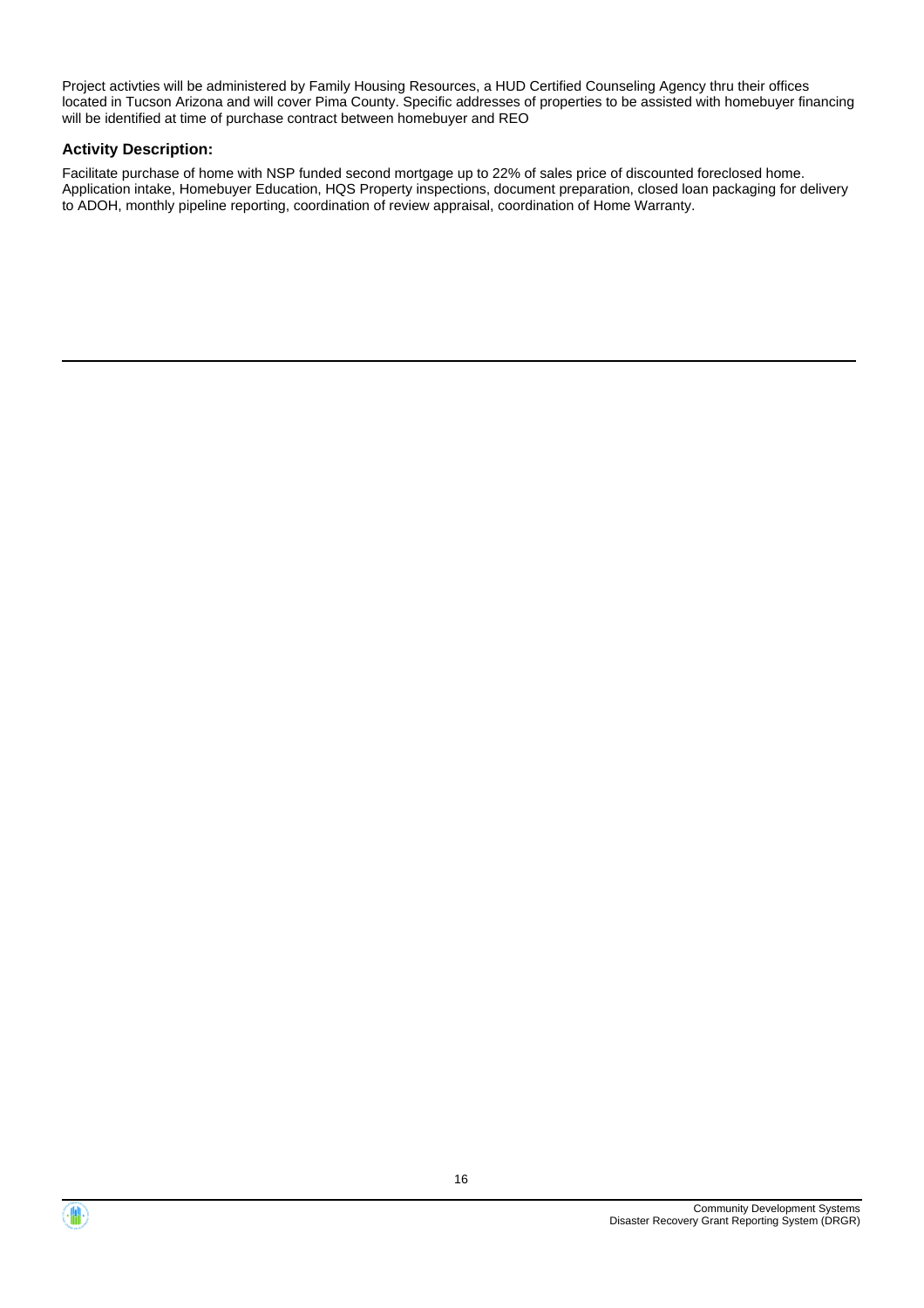Project activties will be administered by Family Housing Resources, a HUD Certified Counseling Agency thru their offices located in Tucson Arizona and will cover Pima County. Specific addresses of properties to be assisted with homebuyer financing will be identified at time of purchase contract between homebuyer and REO

### Activity Description:

Facilitate purchase of home with NSP funded second mortgage up to 22% of sales price of discounted foreclosed home. Application intake, Homebuyer Education, HQS Property inspections, document preparation, closed loan packaging for delivery to ADOH, monthly pipeline reporting, coordination of review appraisal, coordination of Home Warranty.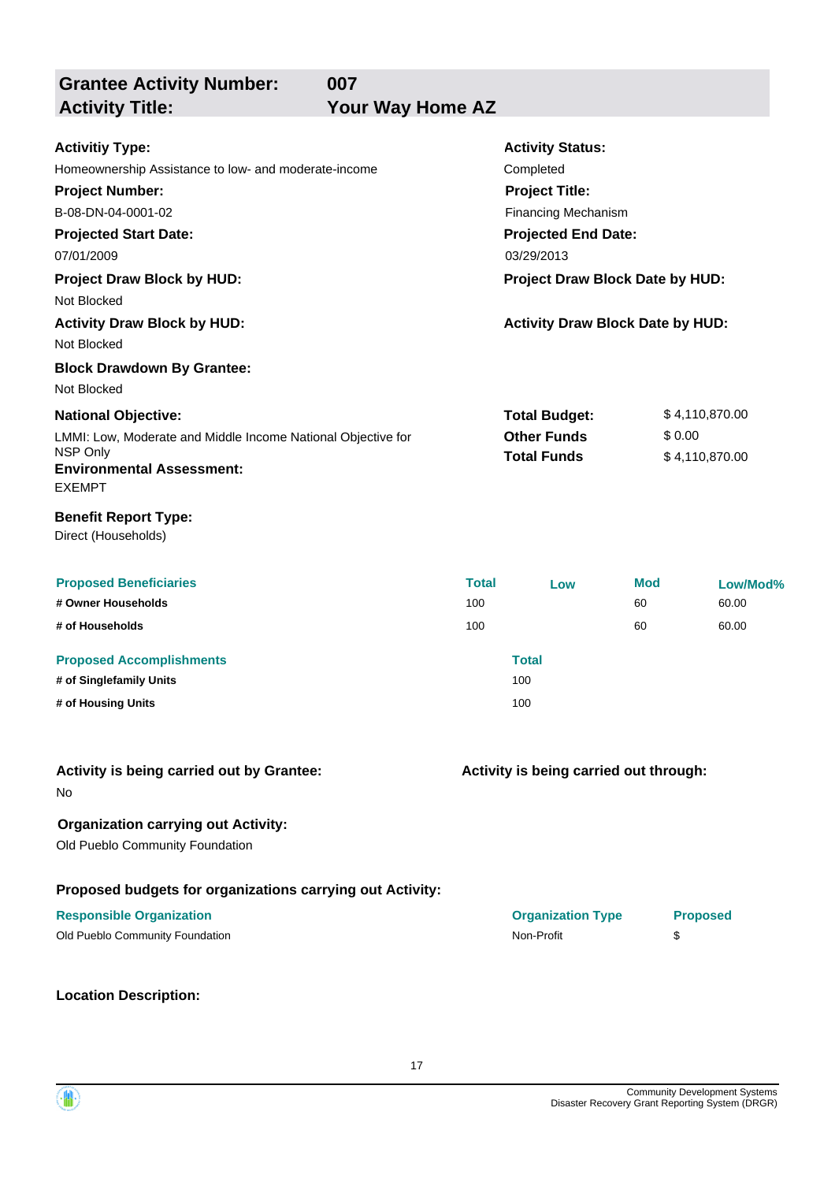## Grantee Activity Number: 007
## Activity Title: Your Way Home AZ

**Activitiy Type:**
Homeownership Assistance to low- and moderate-income

**Activity Status:**
Completed

**Project Number:**
B-08-DN-04-0001-02

**Project Title:**
Financing Mechanism

**Projected Start Date:**
07/01/2009

**Projected End Date:**
03/29/2013

**Project Draw Block by HUD:**
Not Blocked

**Project Draw Block Date by HUD:**

**Activity Draw Block by HUD:**
Not Blocked

**Activity Draw Block Date by HUD:**

**Block Drawdown By Grantee:**
Not Blocked

**National Objective:**
LMMI: Low, Moderate and Middle Income National Objective for NSP Only

| | |
|---|---|
| **Total Budget:** | $ 4,110,870.00 |
| **Other Funds** | $ 0.00 |
| **Total Funds** | $ 4,110,870.00 |

**Environmental Assessment:**
EXEMPT

**Benefit Report Type:**
Direct (Households)

| Proposed Beneficiaries | Total | Low | Mod | Low/Mod% |
|---|---|---|---|---|
| # Owner Households | 100 | | 60 | 60.00 |
| # of Households | 100 | | 60 | 60.00 |

| Proposed Accomplishments | Total |
|---|---|
| # of Singlefamily Units | 100 |
| # of Housing Units | 100 |

**Activity is being carried out by Grantee:**
No

**Activity is being carried out through:**

**Organization carrying out Activity:**
Old Pueblo Community Foundation

**Proposed budgets for organizations carrying out Activity:**

| Responsible Organization | Organization Type | Proposed |
|---|---|---|
| Old Pueblo Community Foundation | Non-Profit | $ |

**Location Description:**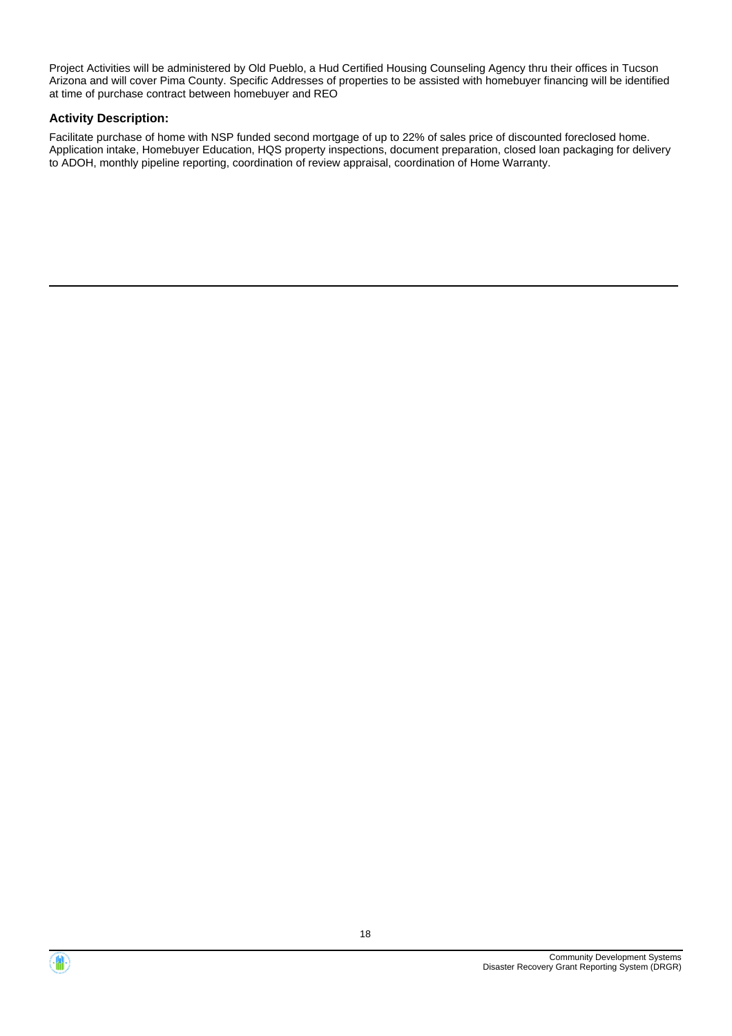Project Activities will be administered by Old Pueblo, a Hud Certified Housing Counseling Agency thru their offices in Tucson Arizona and will cover Pima County. Specific Addresses of properties to be assisted with homebuyer financing will be identified at time of purchase contract between homebuyer and REO

### Activity Description:

Facilitate purchase of home with NSP funded second mortgage of up to 22% of sales price of discounted foreclosed home. Application intake, Homebuyer Education, HQS property inspections, document preparation, closed loan packaging for delivery to ADOH, monthly pipeline reporting, coordination of review appraisal, coordination of Home Warranty.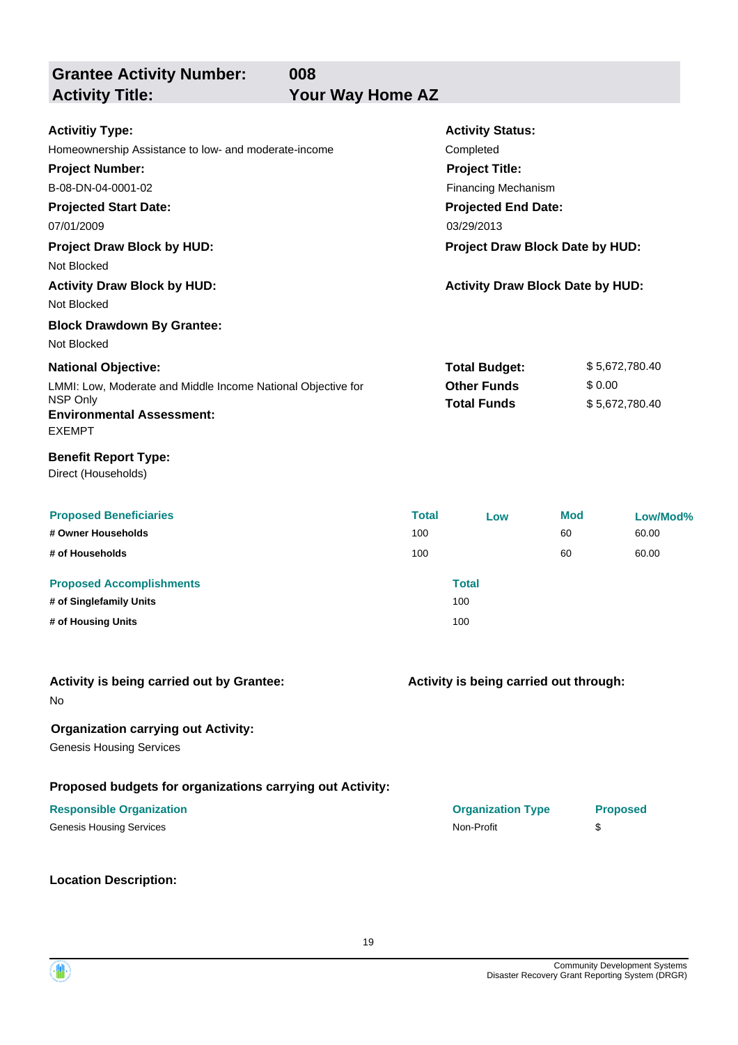## Grantee Activity Number: 008
## Activity Title: Your Way Home AZ

**Activitiy Type:**
Homeownership Assistance to low- and moderate-income

**Activity Status:**
Completed

**Project Number:**
B-08-DN-04-0001-02

**Project Title:**
Financing Mechanism

**Projected Start Date:**
07/01/2009

**Projected End Date:**
03/29/2013

**Project Draw Block by HUD:**
Not Blocked

**Project Draw Block Date by HUD:**

**Activity Draw Block by HUD:**
Not Blocked

**Activity Draw Block Date by HUD:**

**Block Drawdown By Grantee:**
Not Blocked

**National Objective:**
LMMI: Low, Moderate and Middle Income National Objective for NSP Only

**Total Budget:** $ 5,672,780.40
**Other Funds** $ 0.00
**Total Funds** $ 5,672,780.40

**Environmental Assessment:**
EXEMPT

**Benefit Report Type:**
Direct (Households)

| Proposed Beneficiaries | Total | Low | Mod | Low/Mod% |
|---|---|---|---|---|
| # Owner Households | 100 | | 60 | 60.00 |
| # of Households | 100 | | 60 | 60.00 |

| Proposed Accomplishments | Total |
|---|---|
| # of Singlefamily Units | 100 |
| # of Housing Units | 100 |

**Activity is being carried out by Grantee:**
No

**Activity is being carried out through:**

**Organization carrying out Activity:**
Genesis Housing Services

**Proposed budgets for organizations carrying out Activity:**

| Responsible Organization | Organization Type | Proposed |
|---|---|---|
| Genesis Housing Services | Non-Profit | $ |

**Location Description:**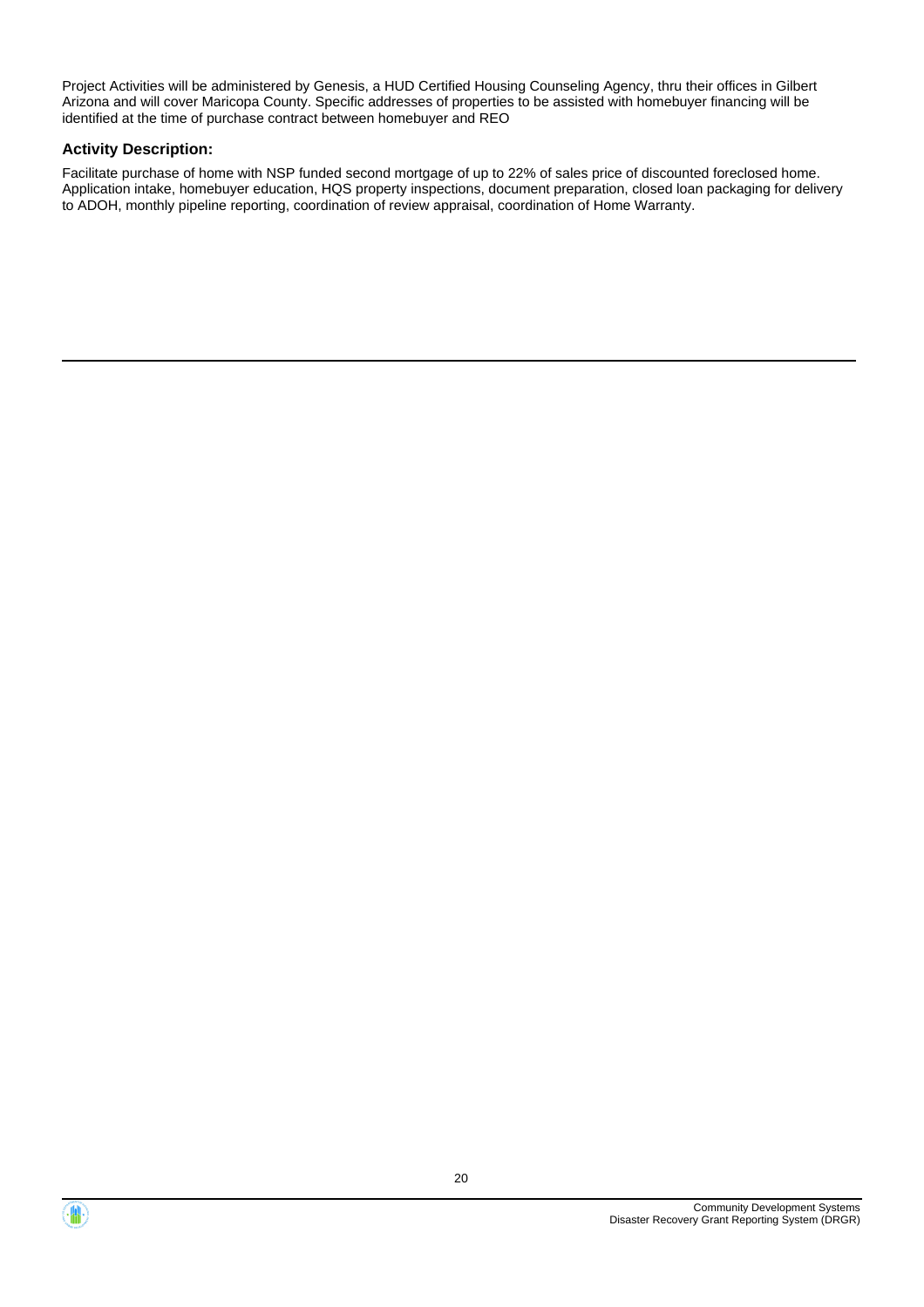Project Activities will be administered by Genesis, a HUD Certified Housing Counseling Agency, thru their offices in Gilbert Arizona and will cover Maricopa County. Specific addresses of properties to be assisted with homebuyer financing will be identified at the time of purchase contract between homebuyer and REO

### Activity Description:

Facilitate purchase of home with NSP funded second mortgage of up to 22% of sales price of discounted foreclosed home. Application intake, homebuyer education, HQS property inspections, document preparation, closed loan packaging for delivery to ADOH, monthly pipeline reporting, coordination of review appraisal, coordination of Home Warranty.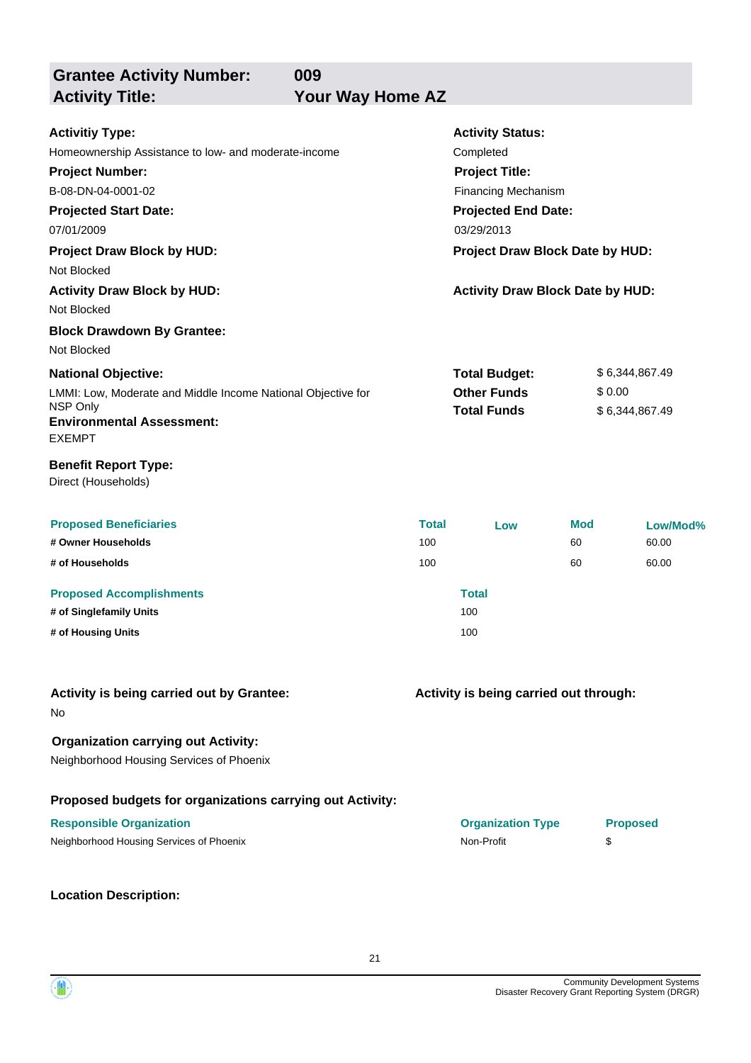**Grantee Activity Number:** 009
**Activity Title:** Your Way Home AZ

**Activitiy Type:**
Homeownership Assistance to low- and moderate-income

**Activity Status:**
Completed

**Project Number:**
B-08-DN-04-0001-02

**Project Title:**
Financing Mechanism

**Projected Start Date:**
07/01/2009

**Projected End Date:**
03/29/2013

**Project Draw Block by HUD:**
Not Blocked

**Project Draw Block Date by HUD:**

**Activity Draw Block by HUD:**
Not Blocked

**Activity Draw Block Date by HUD:**

**Block Drawdown By Grantee:**
Not Blocked

**National Objective:**
LMMI: Low, Moderate and Middle Income National Objective for NSP Only

| | |
|---|---|
| **Total Budget:** | $ 6,344,867.49 |
| **Other Funds** | $ 0.00 |
| **Total Funds** | $ 6,344,867.49 |

**Environmental Assessment:**
EXEMPT

**Benefit Report Type:**
Direct (Households)

| Proposed Beneficiaries | Total | Low | Mod | Low/Mod% |
|---|---|---|---|---|
| # Owner Households | 100 | | 60 | 60.00 |
| # of Households | 100 | | 60 | 60.00 |

| Proposed Accomplishments | Total |
|---|---|
| # of Singlefamily Units | 100 |
| # of Housing Units | 100 |

**Activity is being carried out by Grantee:**
No

**Activity is being carried out through:**

**Organization carrying out Activity:**
Neighborhood Housing Services of Phoenix

**Proposed budgets for organizations carrying out Activity:**

| Responsible Organization | Organization Type | Proposed |
|---|---|---|
| Neighborhood Housing Services of Phoenix | Non-Profit | $ |

**Location Description:**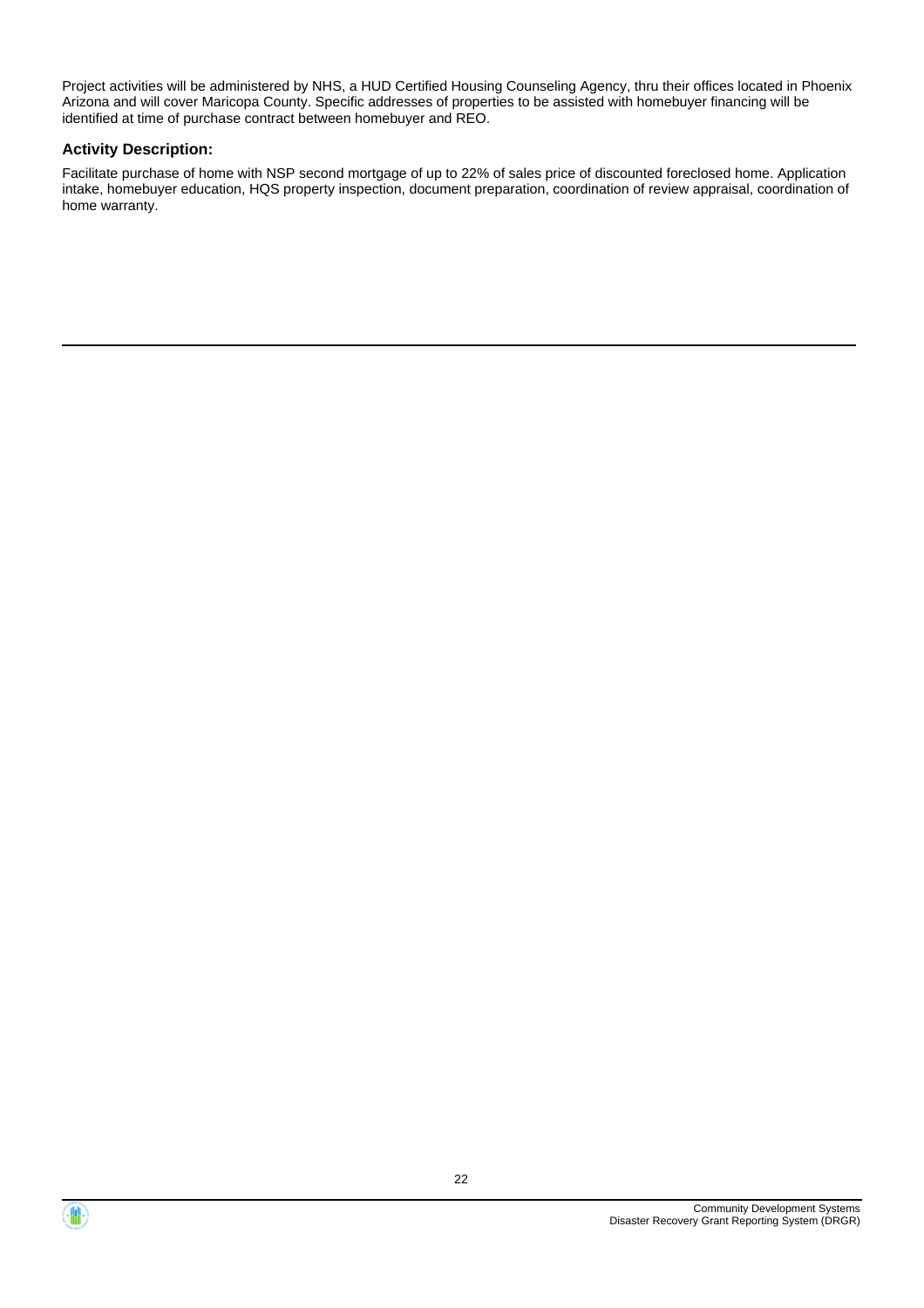Project activities will be administered by NHS, a HUD Certified Housing Counseling Agency, thru their offices located in Phoenix Arizona and will cover Maricopa County. Specific addresses of properties to be assisted with homebuyer financing will be identified at time of purchase contract between homebuyer and REO.

### Activity Description:

Facilitate purchase of home with NSP second mortgage of up to 22% of sales price of discounted foreclosed home. Application intake, homebuyer education, HQS property inspection, document preparation, coordination of review appraisal, coordination of home warranty.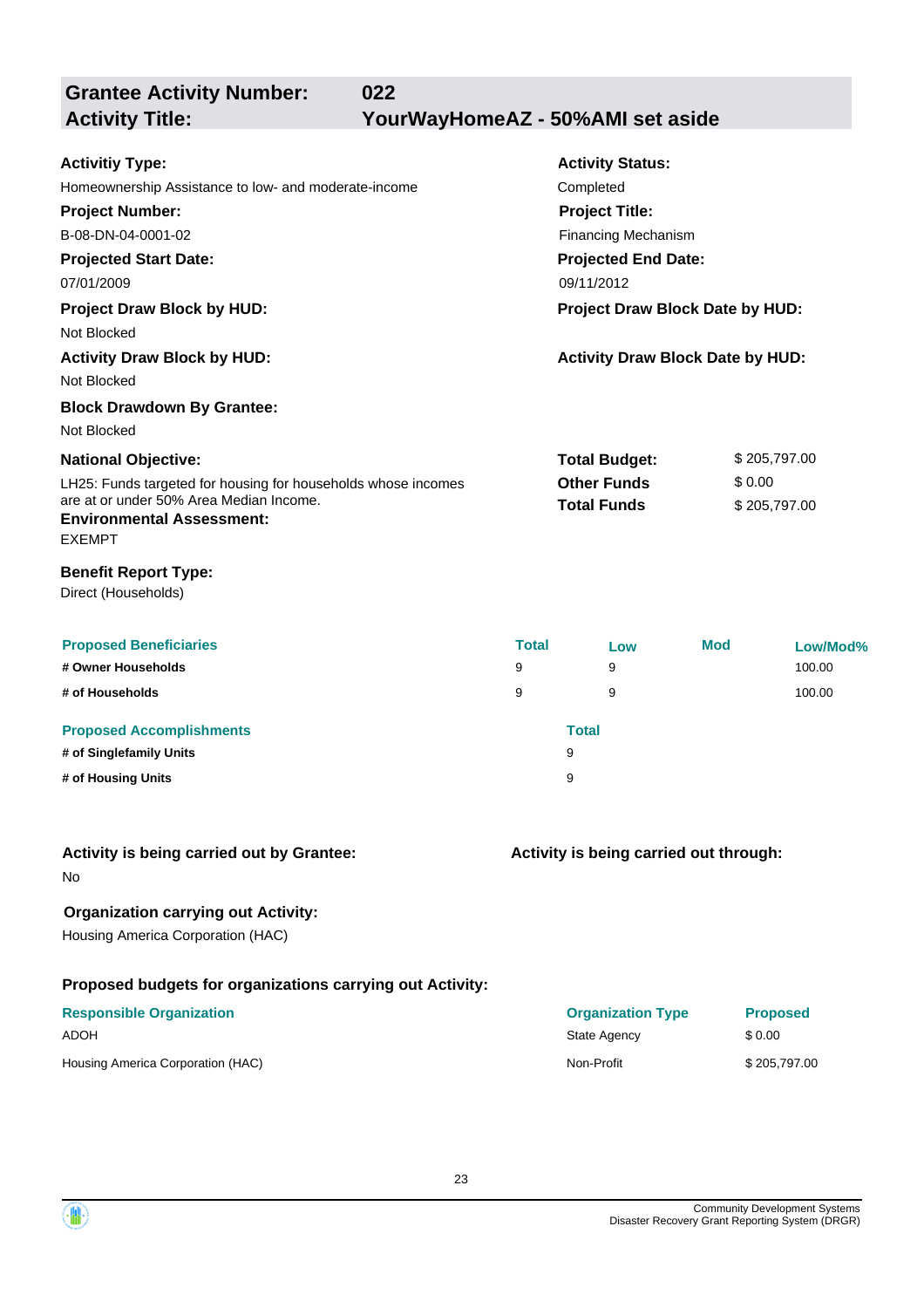## Grantee Activity Number: 022
## Activity Title: YourWayHomeAZ - 50%AMI set aside

**Activitiy Type:**
Homeownership Assistance to low- and moderate-income

**Activity Status:**
Completed

**Project Number:**
B-08-DN-04-0001-02

**Project Title:**
Financing Mechanism

**Projected Start Date:**
07/01/2009

**Projected End Date:**
09/11/2012

**Project Draw Block by HUD:**
Not Blocked

**Project Draw Block Date by HUD:**

**Activity Draw Block by HUD:**
Not Blocked

**Activity Draw Block Date by HUD:**

**Block Drawdown By Grantee:**
Not Blocked

**National Objective:**
LH25: Funds targeted for housing for households whose incomes are at or under 50% Area Median Income.

| | |
|---|---|
| **Total Budget:** | $ 205,797.00 |
| **Other Funds** | $ 0.00 |
| **Total Funds** | $ 205,797.00 |

**Environmental Assessment:**
EXEMPT

**Benefit Report Type:**
Direct (Households)

| Proposed Beneficiaries | Total | Low | Mod | Low/Mod% |
|---|---|---|---|---|
| # Owner Households | 9 | 9 | | 100.00 |
| # of Households | 9 | 9 | | 100.00 |

| Proposed Accomplishments | Total |
|---|---|
| # of Singlefamily Units | 9 |
| # of Housing Units | 9 |

**Activity is being carried out by Grantee:**
No

**Activity is being carried out through:**

**Organization carrying out Activity:**
Housing America Corporation (HAC)

**Proposed budgets for organizations carrying out Activity:**

| Responsible Organization | Organization Type | Proposed |
|---|---|---|
| ADOH | State Agency | $ 0.00 |
| Housing America Corporation (HAC) | Non-Profit | $ 205,797.00 |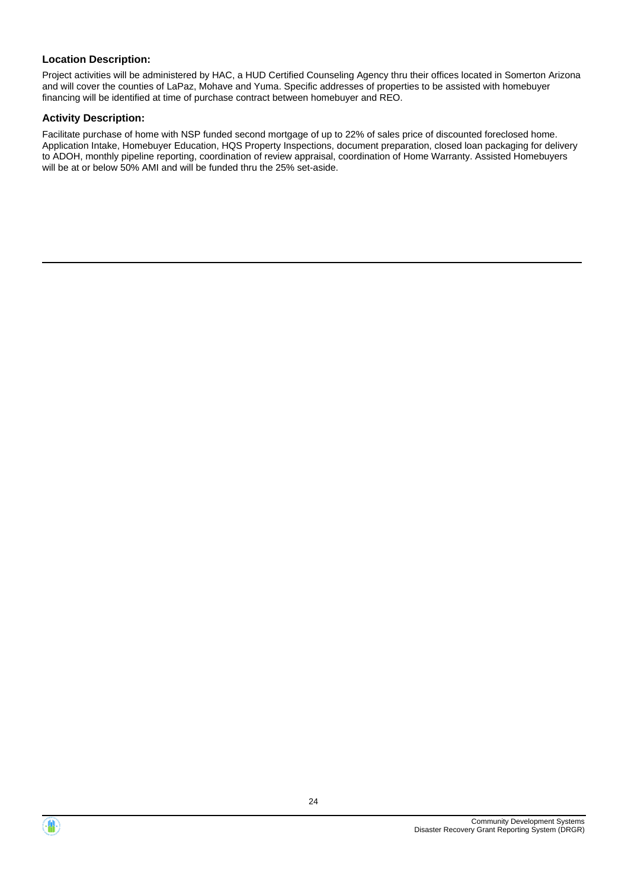### Location Description:

Project activities will be administered by HAC, a HUD Certified Counseling Agency thru their offices located in Somerton Arizona and will cover the counties of LaPaz, Mohave and Yuma. Specific addresses of properties to be assisted with homebuyer financing will be identified at time of purchase contract between homebuyer and REO.

### Activity Description:

Facilitate purchase of home with NSP funded second mortgage of up to 22% of sales price of discounted foreclosed home. Application Intake, Homebuyer Education, HQS Property Inspections, document preparation, closed loan packaging for delivery to ADOH, monthly pipeline reporting, coordination of review appraisal, coordination of Home Warranty. Assisted Homebuyers will be at or below 50% AMI and will be funded thru the 25% set-aside.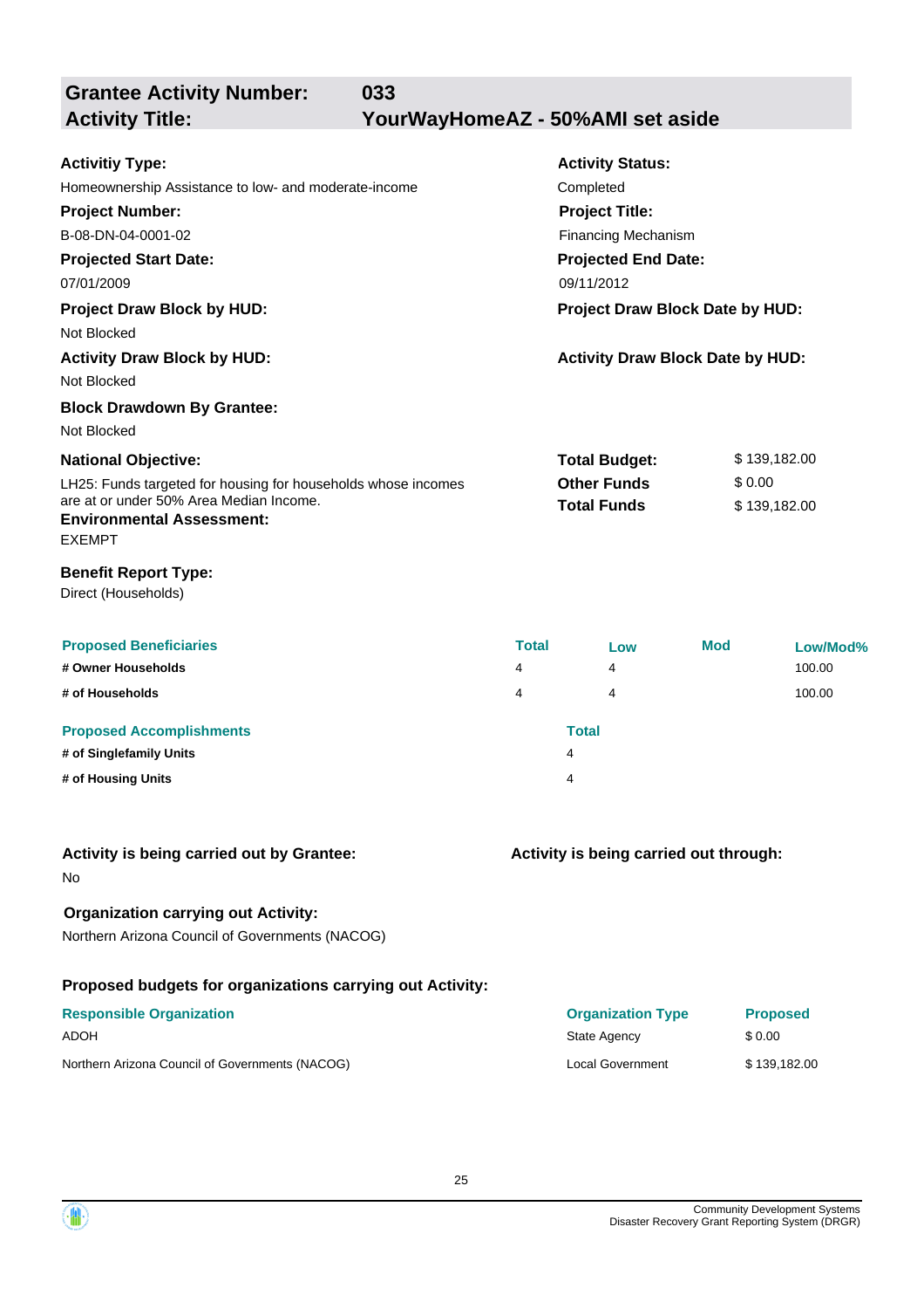## Grantee Activity Number: 033
## Activity Title: YourWayHomeAZ - 50%AMI set aside

**Activitiy Type:**
Homeownership Assistance to low- and moderate-income

**Activity Status:**
Completed

**Project Number:**
B-08-DN-04-0001-02

**Project Title:**
Financing Mechanism

**Projected Start Date:**
07/01/2009

**Projected End Date:**
09/11/2012

**Project Draw Block by HUD:**
Not Blocked

**Project Draw Block Date by HUD:**

**Activity Draw Block by HUD:**
Not Blocked

**Activity Draw Block Date by HUD:**

**Block Drawdown By Grantee:**
Not Blocked

**National Objective:**
LH25: Funds targeted for housing for households whose incomes are at or under 50% Area Median Income.

| | |
|---|---|
| **Total Budget:** | $ 139,182.00 |
| **Other Funds** | $ 0.00 |
| **Total Funds** | $ 139,182.00 |

**Environmental Assessment:**
EXEMPT

**Benefit Report Type:**
Direct (Households)

| Proposed Beneficiaries | Total | Low | Mod | Low/Mod% |
|---|---|---|---|---|
| # Owner Households | 4 | 4 | | 100.00 |
| # of Households | 4 | 4 | | 100.00 |

| Proposed Accomplishments | Total |
|---|---|
| # of Singlefamily Units | 4 |
| # of Housing Units | 4 |

**Activity is being carried out by Grantee:**
No

**Activity is being carried out through:**

**Organization carrying out Activity:**
Northern Arizona Council of Governments (NACOG)

**Proposed budgets for organizations carrying out Activity:**

| Responsible Organization | Organization Type | Proposed |
|---|---|---|
| ADOH | State Agency | $ 0.00 |
| Northern Arizona Council of Governments (NACOG) | Local Government | $ 139,182.00 |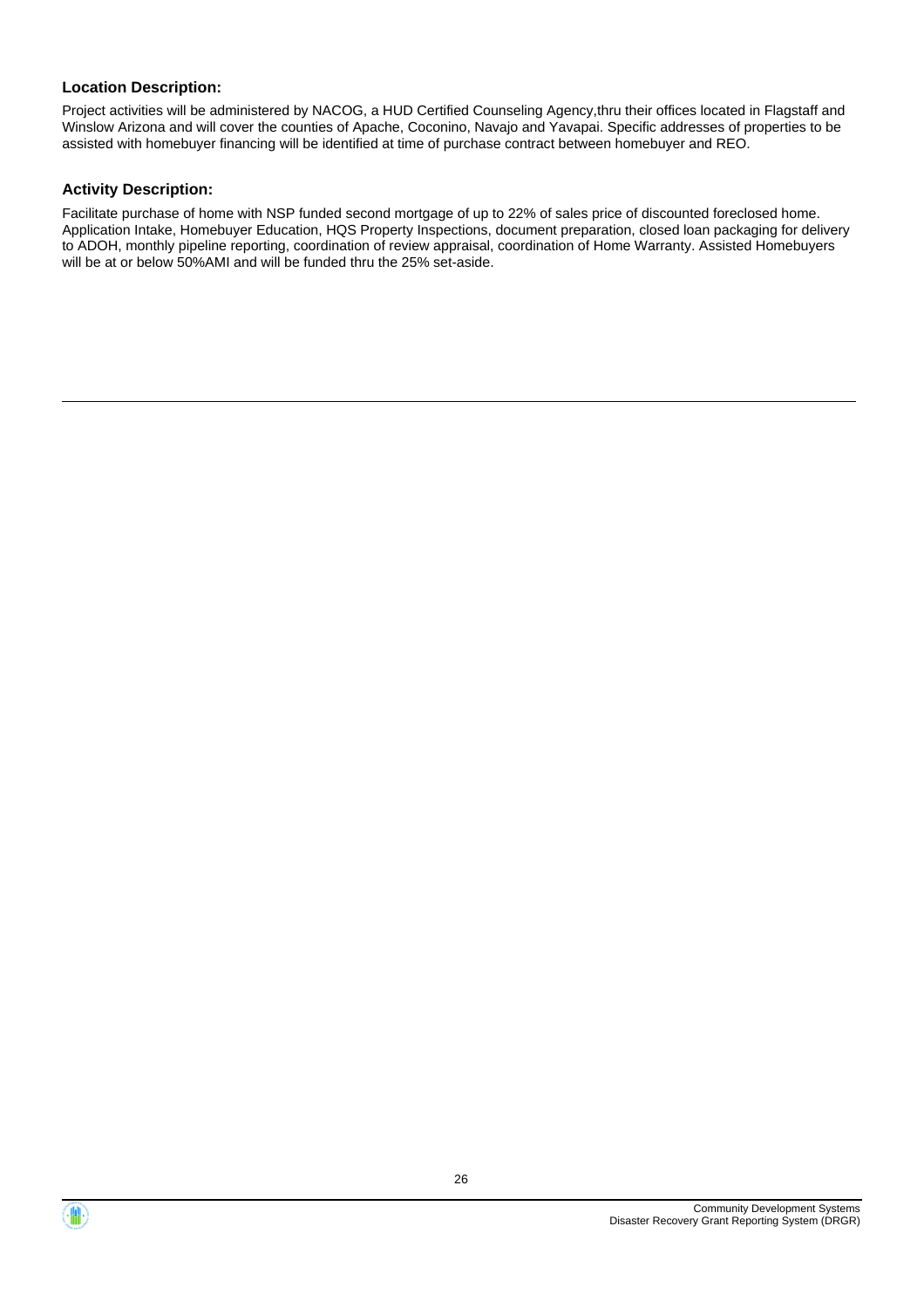### Location Description:

Project activities will be administered by NACOG, a HUD Certified Counseling Agency,thru their offices located in Flagstaff and Winslow Arizona and will cover the counties of Apache, Coconino, Navajo and Yavapai. Specific addresses of properties to be assisted with homebuyer financing will be identified at time of purchase contract between homebuyer and REO.

### Activity Description:

Facilitate purchase of home with NSP funded second mortgage of up to 22% of sales price of discounted foreclosed home. Application Intake, Homebuyer Education, HQS Property Inspections, document preparation, closed loan packaging for delivery to ADOH, monthly pipeline reporting, coordination of review appraisal, coordination of Home Warranty. Assisted Homebuyers will be at or below 50%AMI and will be funded thru the 25% set-aside.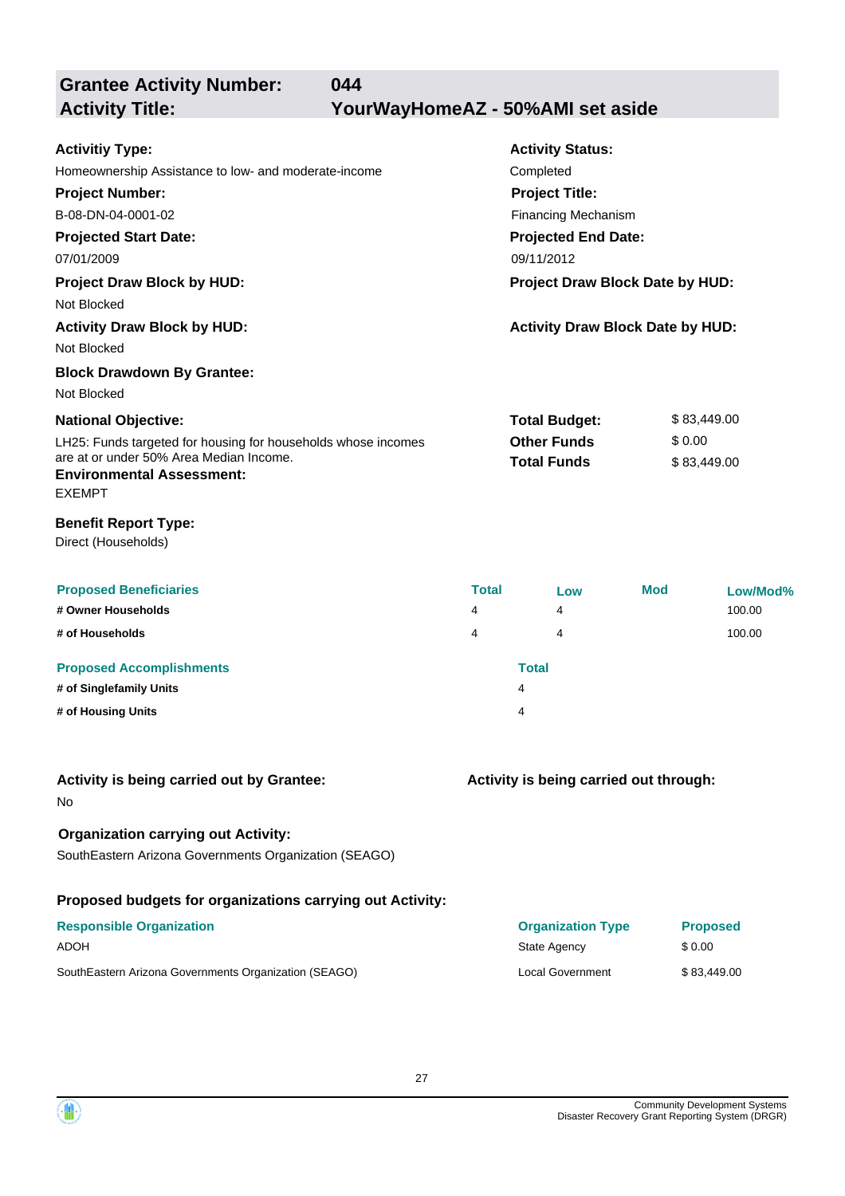## Grantee Activity Number: 044
## Activity Title: YourWayHomeAZ - 50%AMI set aside

**Activitiy Type:**
Homeownership Assistance to low- and moderate-income

**Activity Status:**
Completed

**Project Number:**
B-08-DN-04-0001-02

**Project Title:**
Financing Mechanism

**Projected Start Date:**
07/01/2009

**Projected End Date:**
09/11/2012

**Project Draw Block by HUD:**
Not Blocked

**Project Draw Block Date by HUD:**

**Activity Draw Block by HUD:**
Not Blocked

**Activity Draw Block Date by HUD:**

**Block Drawdown By Grantee:**
Not Blocked

**National Objective:**
LH25: Funds targeted for housing for households whose incomes are at or under 50% Area Median Income.

**Total Budget:** $ 83,449.00
**Other Funds** $ 0.00
**Total Funds** $ 83,449.00

**Environmental Assessment:**
EXEMPT

**Benefit Report Type:**
Direct (Households)

| Proposed Beneficiaries | Total | Low | Mod | Low/Mod% |
|---|---|---|---|---|
| # Owner Households | 4 | 4 | | 100.00 |
| # of Households | 4 | 4 | | 100.00 |

| Proposed Accomplishments | Total |
|---|---|
| # of Singlefamily Units | 4 |
| # of Housing Units | 4 |

**Activity is being carried out by Grantee:**
No

**Activity is being carried out through:**

**Organization carrying out Activity:**
SouthEastern Arizona Governments Organization (SEAGO)

**Proposed budgets for organizations carrying out Activity:**

| Responsible Organization | Organization Type | Proposed |
|---|---|---|
| ADOH | State Agency | $ 0.00 |
| SouthEastern Arizona Governments Organization (SEAGO) | Local Government | $ 83,449.00 |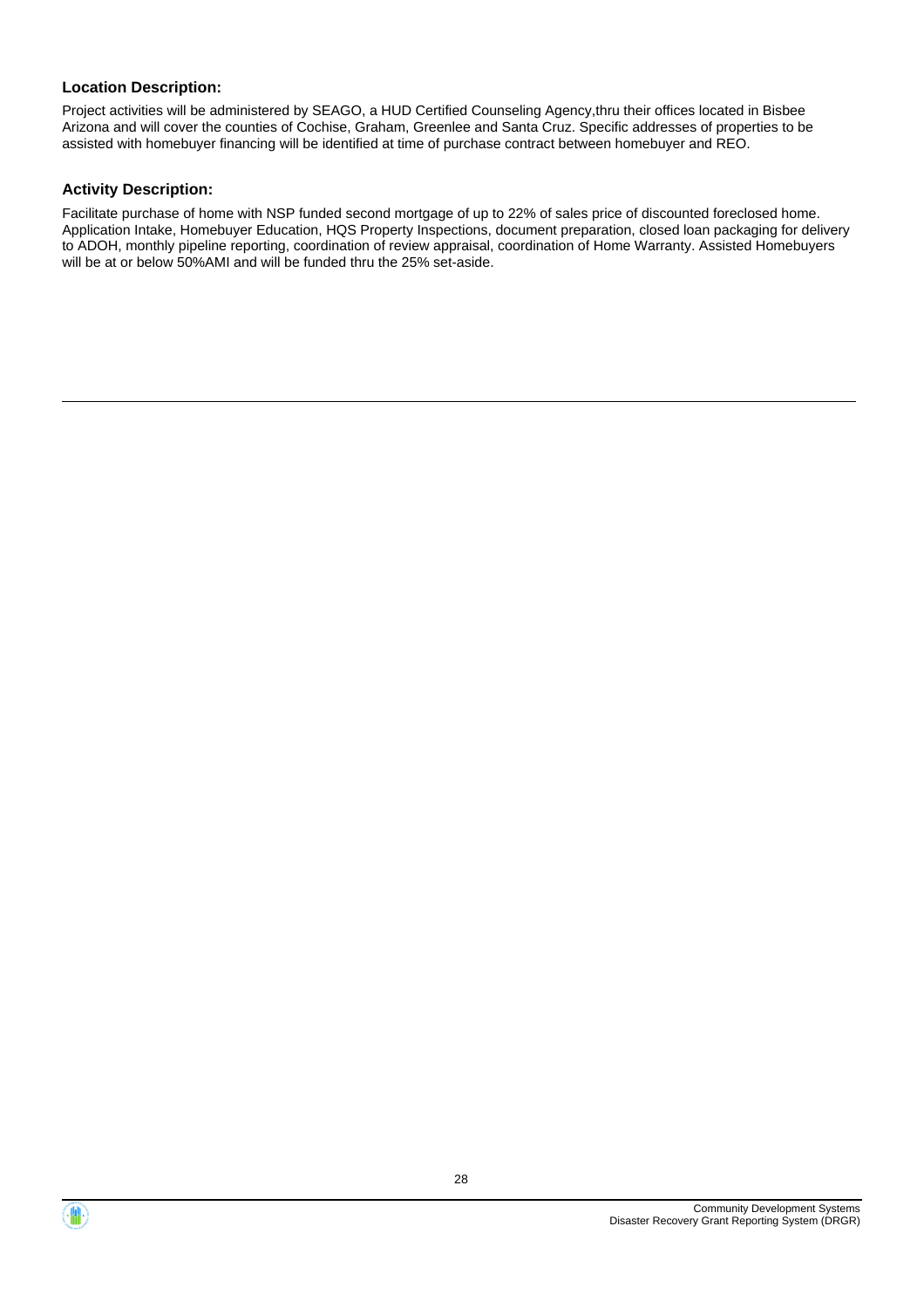### Location Description:

Project activities will be administered by SEAGO, a HUD Certified Counseling Agency,thru their offices located in Bisbee Arizona and will cover the counties of Cochise, Graham, Greenlee and Santa Cruz. Specific addresses of properties to be assisted with homebuyer financing will be identified at time of purchase contract between homebuyer and REO.

### Activity Description:

Facilitate purchase of home with NSP funded second mortgage of up to 22% of sales price of discounted foreclosed home. Application Intake, Homebuyer Education, HQS Property Inspections, document preparation, closed loan packaging for delivery to ADOH, monthly pipeline reporting, coordination of review appraisal, coordination of Home Warranty. Assisted Homebuyers will be at or below 50%AMI and will be funded thru the 25% set-aside.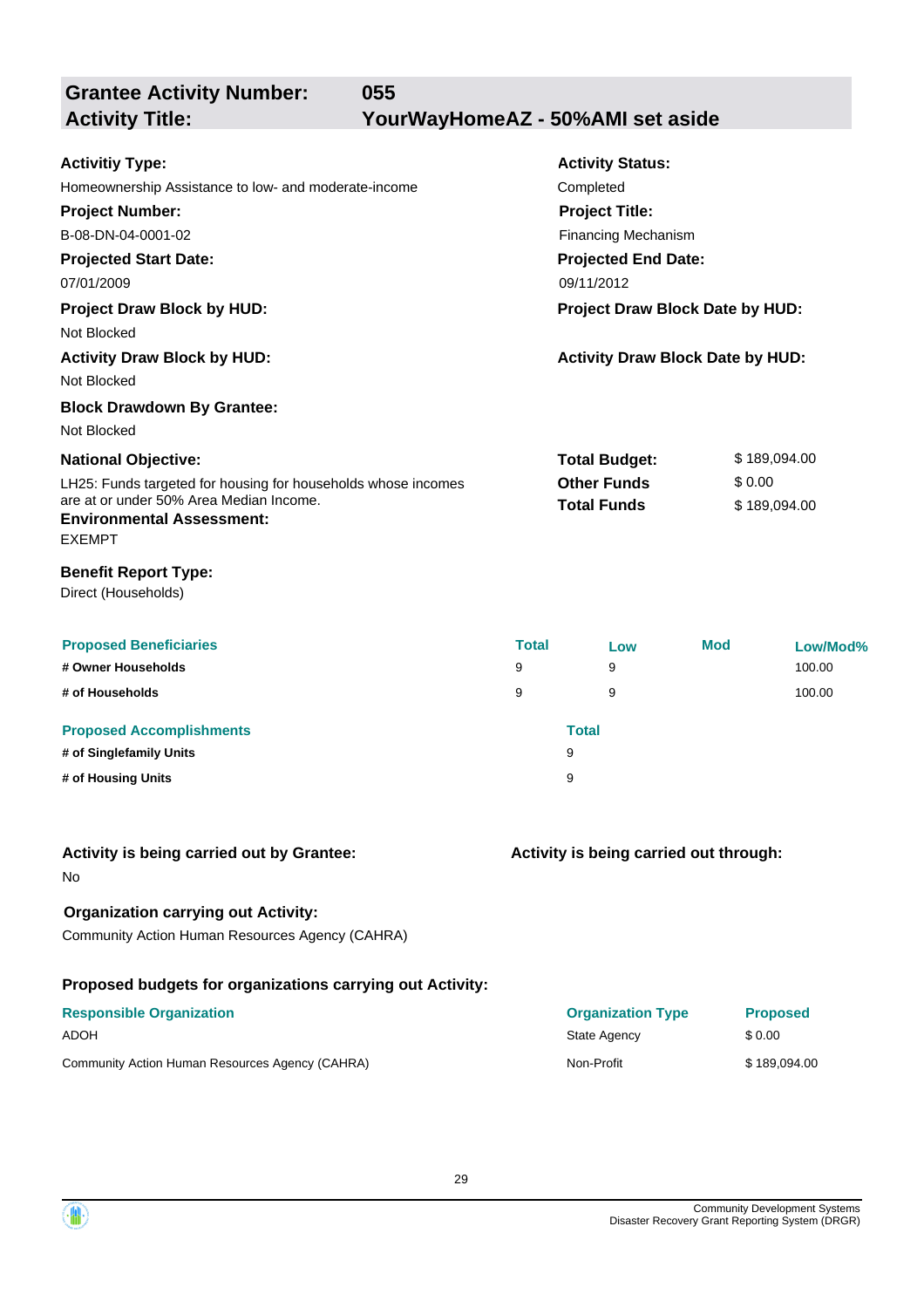## Grantee Activity Number: 055
## Activity Title: YourWayHomeAZ - 50%AMI set aside

**Activitiy Type:**
Homeownership Assistance to low- and moderate-income

**Activity Status:**
Completed

**Project Number:**
B-08-DN-04-0001-02

**Project Title:**
Financing Mechanism

**Projected Start Date:**
07/01/2009

**Projected End Date:**
09/11/2012

**Project Draw Block by HUD:**
Not Blocked

**Project Draw Block Date by HUD:**

**Activity Draw Block by HUD:**
Not Blocked

**Activity Draw Block Date by HUD:**

**Block Drawdown By Grantee:**
Not Blocked

**National Objective:**
LH25: Funds targeted for housing for households whose incomes are at or under 50% Area Median Income.

| | |
|---|---|
| **Total Budget:** | $ 189,094.00 |
| **Other Funds** | $ 0.00 |
| **Total Funds** | $ 189,094.00 |

**Environmental Assessment:**
EXEMPT

**Benefit Report Type:**
Direct (Households)

| Proposed Beneficiaries | Total | Low | Mod | Low/Mod% |
|---|---|---|---|---|
| **# Owner Households** | 9 | 9 | | 100.00 |
| **# of Households** | 9 | 9 | | 100.00 |

| Proposed Accomplishments | Total |
|---|---|
| **# of Singlefamily Units** | 9 |
| **# of Housing Units** | 9 |

**Activity is being carried out by Grantee:**
No

**Activity is being carried out through:**

**Organization carrying out Activity:**
Community Action Human Resources Agency (CAHRA)

**Proposed budgets for organizations carrying out Activity:**

| Responsible Organization | Organization Type | Proposed |
|---|---|---|
| ADOH | State Agency | $ 0.00 |
| Community Action Human Resources Agency (CAHRA) | Non-Profit | $ 189,094.00 |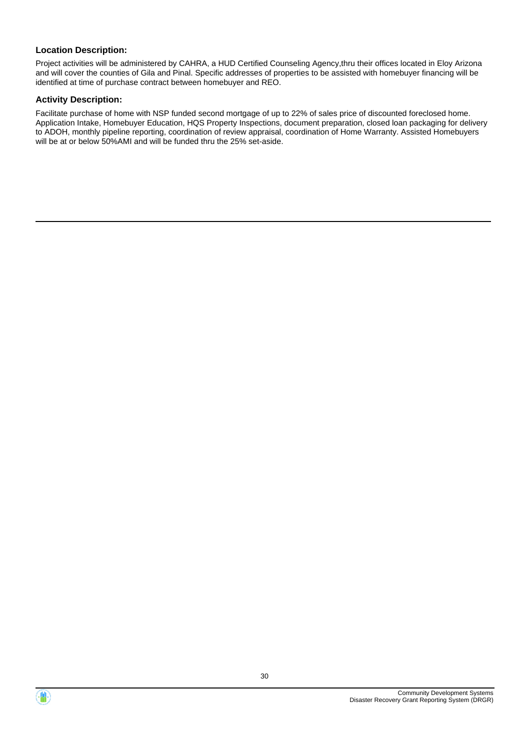### Location Description:

Project activities will be administered by CAHRA, a HUD Certified Counseling Agency,thru their offices located in Eloy Arizona and will cover the counties of Gila and Pinal. Specific addresses of properties to be assisted with homebuyer financing will be identified at time of purchase contract between homebuyer and REO.

### Activity Description:

Facilitate purchase of home with NSP funded second mortgage of up to 22% of sales price of discounted foreclosed home. Application Intake, Homebuyer Education, HQS Property Inspections, document preparation, closed loan packaging for delivery to ADOH, monthly pipeline reporting, coordination of review appraisal, coordination of Home Warranty. Assisted Homebuyers will be at or below 50%AMI and will be funded thru the 25% set-aside.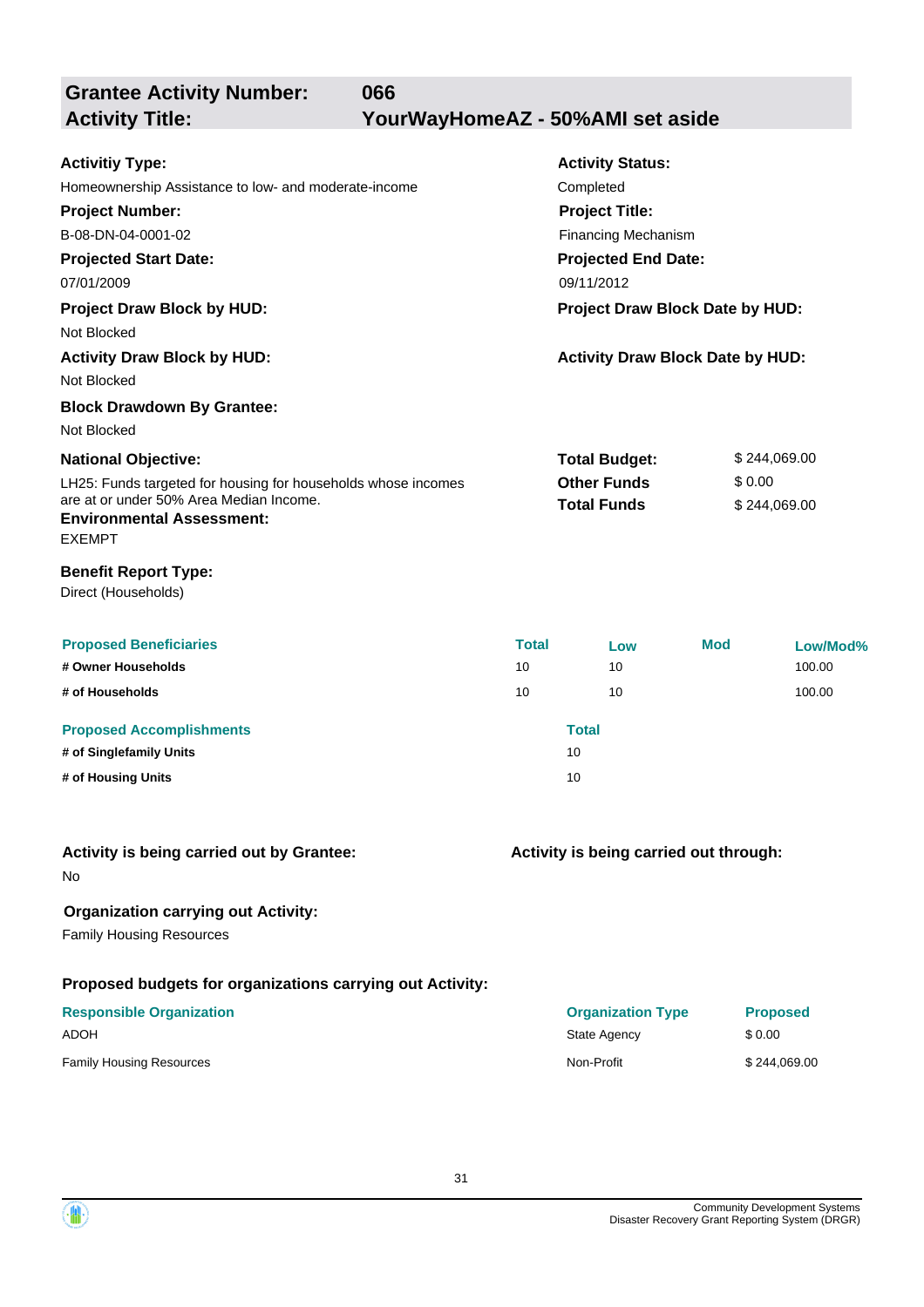## Grantee Activity Number: 066
## Activity Title: YourWayHomeAZ - 50%AMI set aside

**Activitiy Type:**
Homeownership Assistance to low- and moderate-income

**Activity Status:**
Completed

**Project Number:**
B-08-DN-04-0001-02

**Project Title:**
Financing Mechanism

**Projected Start Date:**
07/01/2009

**Projected End Date:**
09/11/2012

**Project Draw Block by HUD:**
Not Blocked

**Project Draw Block Date by HUD:**

**Activity Draw Block by HUD:**
Not Blocked

**Activity Draw Block Date by HUD:**

**Block Drawdown By Grantee:**
Not Blocked

**National Objective:**
LH25: Funds targeted for housing for households whose incomes are at or under 50% Area Median Income.

| | |
|---|---|
| **Total Budget:** | $ 244,069.00 |
| **Other Funds** | $ 0.00 |
| **Total Funds** | $ 244,069.00 |

**Environmental Assessment:**
EXEMPT

**Benefit Report Type:**
Direct (Households)

| Proposed Beneficiaries | Total | Low | Mod | Low/Mod% |
|---|---|---|---|---|
| # Owner Households | 10 | 10 | | 100.00 |
| # of Households | 10 | 10 | | 100.00 |

| Proposed Accomplishments | Total |
|---|---|
| # of Singlefamily Units | 10 |
| # of Housing Units | 10 |

**Activity is being carried out by Grantee:**
No

**Activity is being carried out through:**

**Organization carrying out Activity:**
Family Housing Resources

**Proposed budgets for organizations carrying out Activity:**

| Responsible Organization | Organization Type | Proposed |
|---|---|---|
| ADOH | State Agency | $ 0.00 |
| Family Housing Resources | Non-Profit | $ 244,069.00 |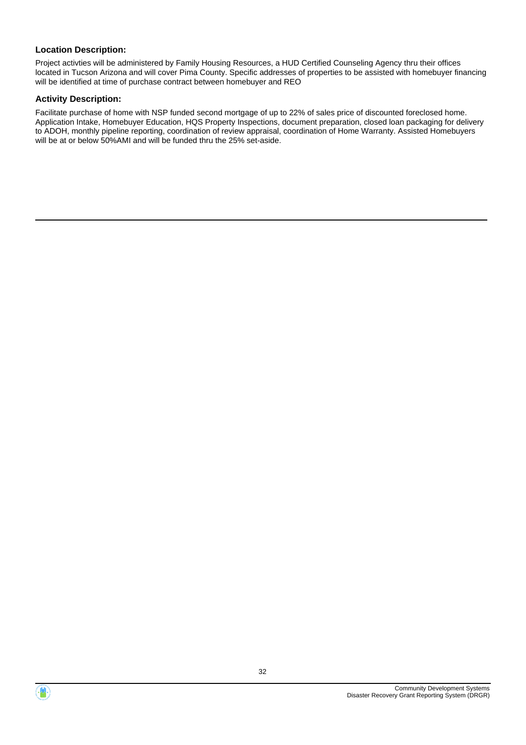### Location Description:

Project activties will be administered by Family Housing Resources, a HUD Certified Counseling Agency thru their offices located in Tucson Arizona and will cover Pima County. Specific addresses of properties to be assisted with homebuyer financing will be identified at time of purchase contract between homebuyer and REO

### Activity Description:

Facilitate purchase of home with NSP funded second mortgage of up to 22% of sales price of discounted foreclosed home. Application Intake, Homebuyer Education, HQS Property Inspections, document preparation, closed loan packaging for delivery to ADOH, monthly pipeline reporting, coordination of review appraisal, coordination of Home Warranty. Assisted Homebuyers will be at or below 50%AMI and will be funded thru the 25% set-aside.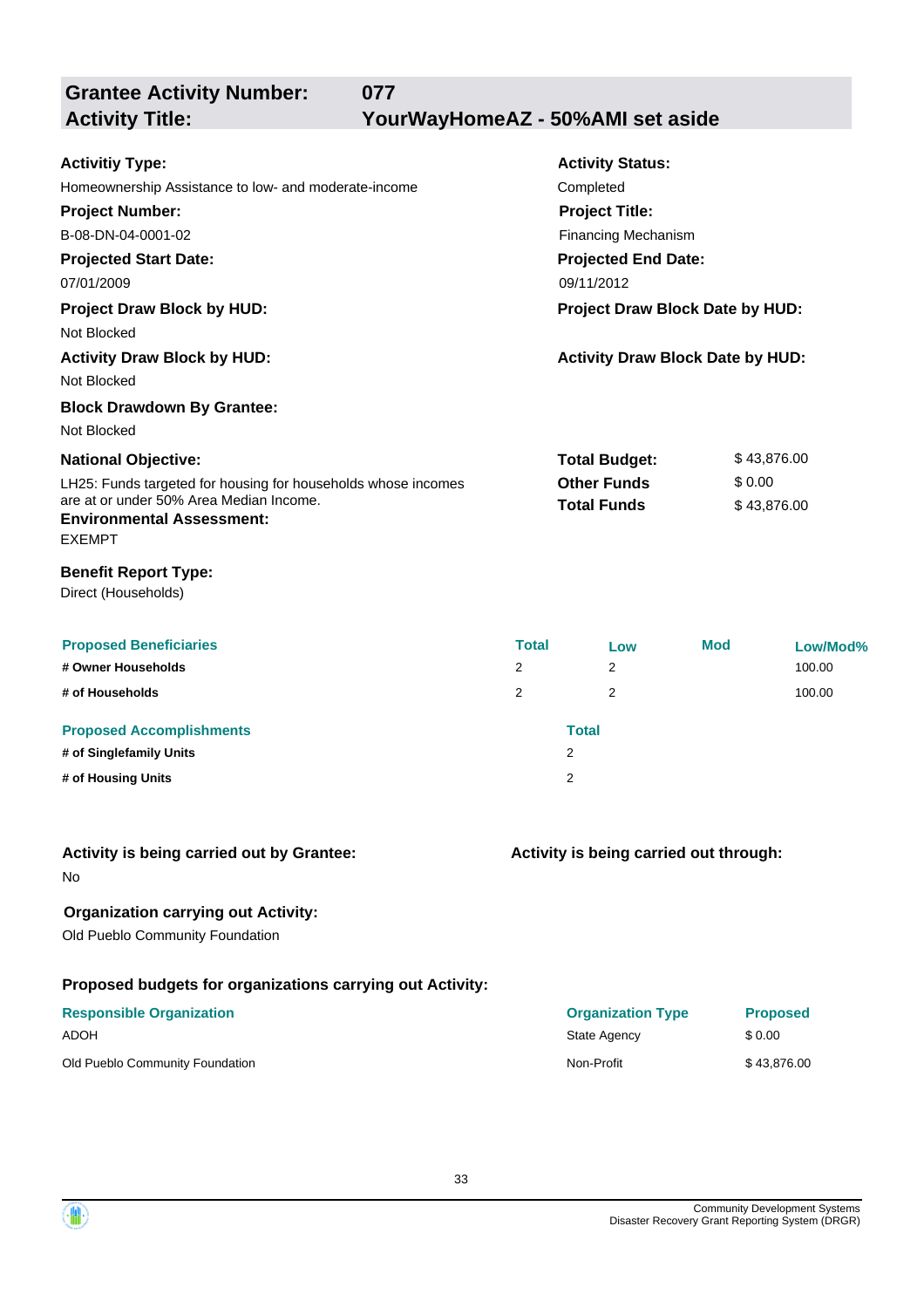## Grantee Activity Number: 077
## Activity Title: YourWayHomeAZ - 50%AMI set aside

**Activitiy Type:**
Homeownership Assistance to low- and moderate-income

**Activity Status:**
Completed

**Project Number:**
B-08-DN-04-0001-02

**Project Title:**
Financing Mechanism

**Projected Start Date:**
07/01/2009

**Projected End Date:**
09/11/2012

**Project Draw Block by HUD:**
Not Blocked

**Project Draw Block Date by HUD:**

**Activity Draw Block by HUD:**
Not Blocked

**Activity Draw Block Date by HUD:**

**Block Drawdown By Grantee:**
Not Blocked

**National Objective:**
LH25: Funds targeted for housing for households whose incomes are at or under 50% Area Median Income.

| | |
|---|---|
| **Total Budget:** | $ 43,876.00 |
| **Other Funds** | $ 0.00 |
| **Total Funds** | $ 43,876.00 |

**Environmental Assessment:**
EXEMPT

**Benefit Report Type:**
Direct (Households)

| Proposed Beneficiaries | Total | Low | Mod | Low/Mod% |
|---|---|---|---|---|
| # Owner Households | 2 | 2 | | 100.00 |
| # of Households | 2 | 2 | | 100.00 |

| Proposed Accomplishments | Total |
|---|---|
| # of Singlefamily Units | 2 |
| # of Housing Units | 2 |

**Activity is being carried out by Grantee:**
No

**Activity is being carried out through:**

**Organization carrying out Activity:**
Old Pueblo Community Foundation

**Proposed budgets for organizations carrying out Activity:**

| Responsible Organization | Organization Type | Proposed |
|---|---|---|
| ADOH | State Agency | $ 0.00 |
| Old Pueblo Community Foundation | Non-Profit | $ 43,876.00 |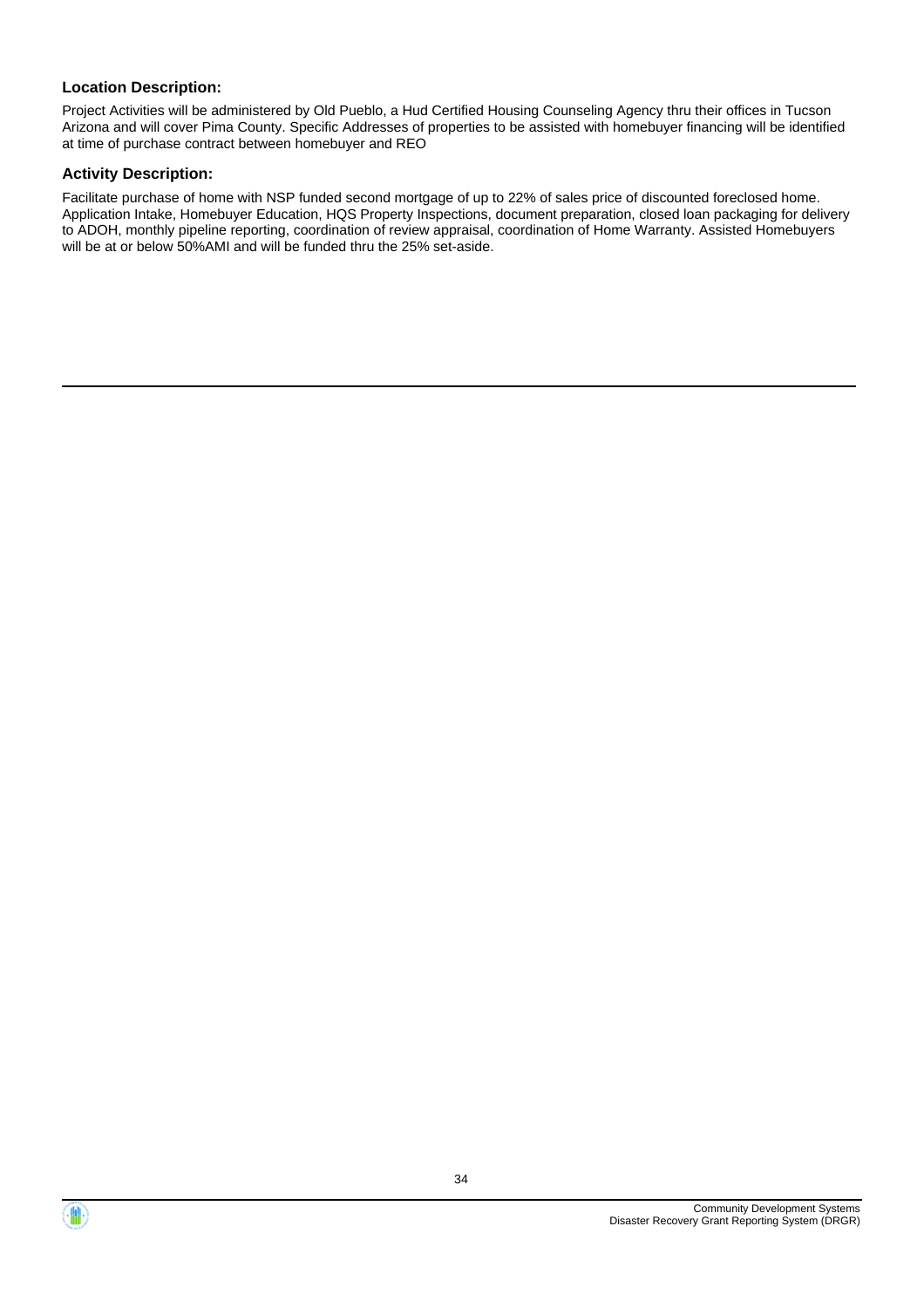### Location Description:

Project Activities will be administered by Old Pueblo, a Hud Certified Housing Counseling Agency thru their offices in Tucson Arizona and will cover Pima County. Specific Addresses of properties to be assisted with homebuyer financing will be identified at time of purchase contract between homebuyer and REO

### Activity Description:

Facilitate purchase of home with NSP funded second mortgage of up to 22% of sales price of discounted foreclosed home. Application Intake, Homebuyer Education, HQS Property Inspections, document preparation, closed loan packaging for delivery to ADOH, monthly pipeline reporting, coordination of review appraisal, coordination of Home Warranty. Assisted Homebuyers will be at or below 50%AMI and will be funded thru the 25% set-aside.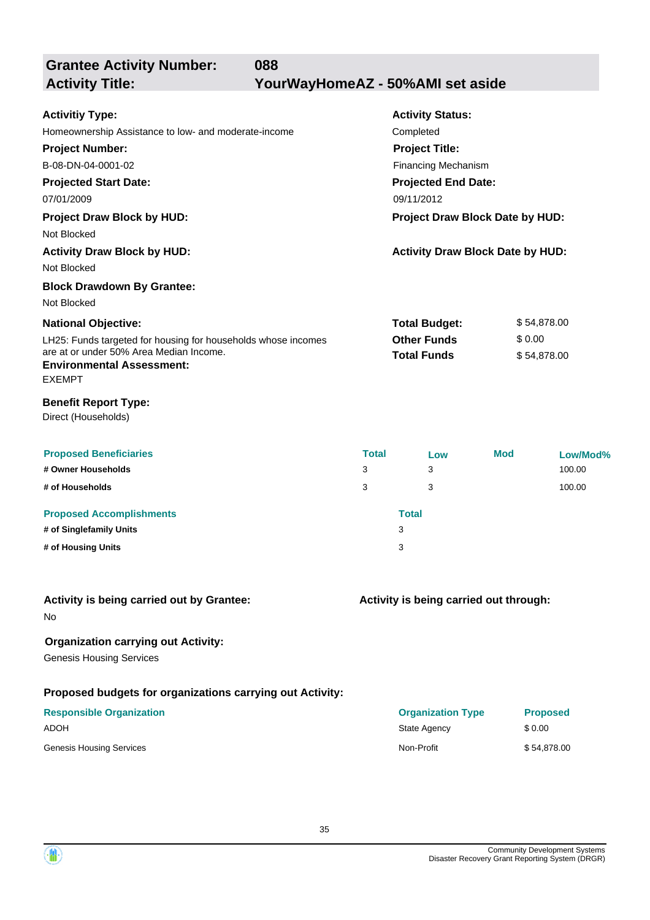## Grantee Activity Number: 088
## Activity Title: YourWayHomeAZ - 50%AMI set aside

**Activitiy Type:**
Homeownership Assistance to low- and moderate-income

**Activity Status:**
Completed

**Project Number:**
B-08-DN-04-0001-02

**Project Title:**
Financing Mechanism

**Projected Start Date:**
07/01/2009

**Projected End Date:**
09/11/2012

**Project Draw Block by HUD:**
Not Blocked

**Project Draw Block Date by HUD:**

**Activity Draw Block by HUD:**
Not Blocked

**Activity Draw Block Date by HUD:**

**Block Drawdown By Grantee:**
Not Blocked

**National Objective:**
LH25: Funds targeted for housing for households whose incomes are at or under 50% Area Median Income.

| | |
|---|---|
| **Total Budget:** | $ 54,878.00 |
| **Other Funds** | $ 0.00 |
| **Total Funds** | $ 54,878.00 |

**Environmental Assessment:**
EXEMPT

**Benefit Report Type:**
Direct (Households)

| Proposed Beneficiaries | Total | Low | Mod | Low/Mod% |
|---|---|---|---|---|
| # Owner Households | 3 | 3 | | 100.00 |
| # of Households | 3 | 3 | | 100.00 |

| Proposed Accomplishments | Total |
|---|---|
| # of Singlefamily Units | 3 |
| # of Housing Units | 3 |

**Activity is being carried out by Grantee:**
No

**Activity is being carried out through:**

**Organization carrying out Activity:**
Genesis Housing Services

**Proposed budgets for organizations carrying out Activity:**

| Responsible Organization | Organization Type | Proposed |
|---|---|---|
| ADOH | State Agency | $ 0.00 |
| Genesis Housing Services | Non-Profit | $ 54,878.00 |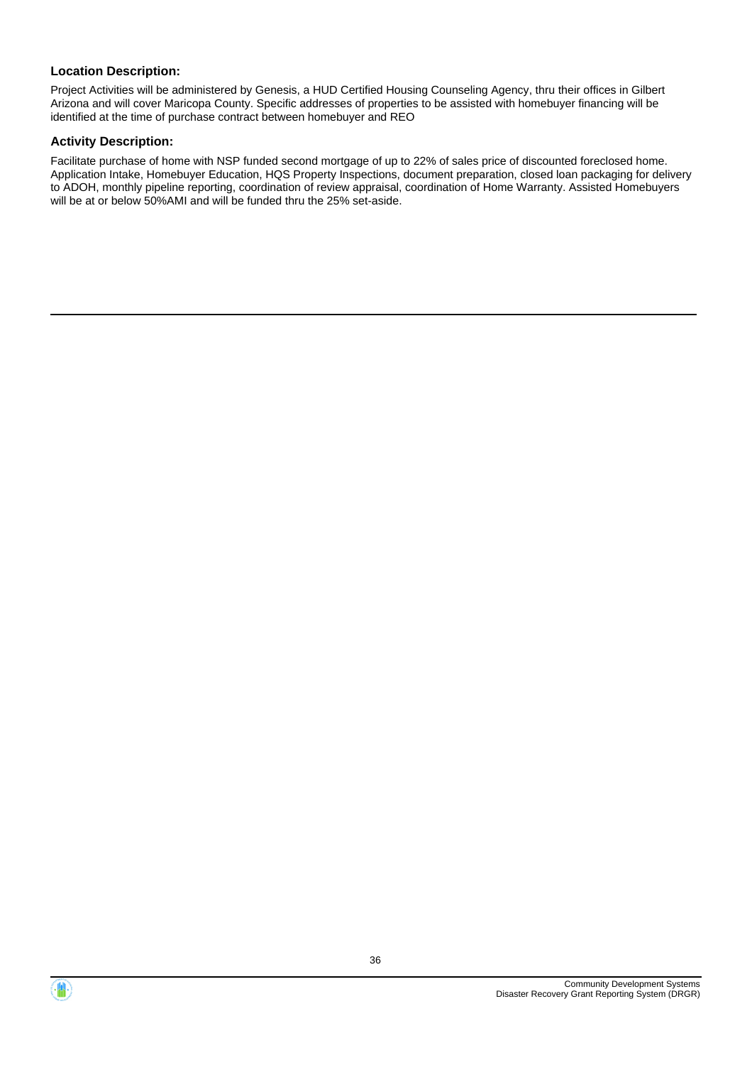### Location Description:

Project Activities will be administered by Genesis, a HUD Certified Housing Counseling Agency, thru their offices in Gilbert Arizona and will cover Maricopa County. Specific addresses of properties to be assisted with homebuyer financing will be identified at the time of purchase contract between homebuyer and REO

### Activity Description:

Facilitate purchase of home with NSP funded second mortgage of up to 22% of sales price of discounted foreclosed home. Application Intake, Homebuyer Education, HQS Property Inspections, document preparation, closed loan packaging for delivery to ADOH, monthly pipeline reporting, coordination of review appraisal, coordination of Home Warranty. Assisted Homebuyers will be at or below 50%AMI and will be funded thru the 25% set-aside.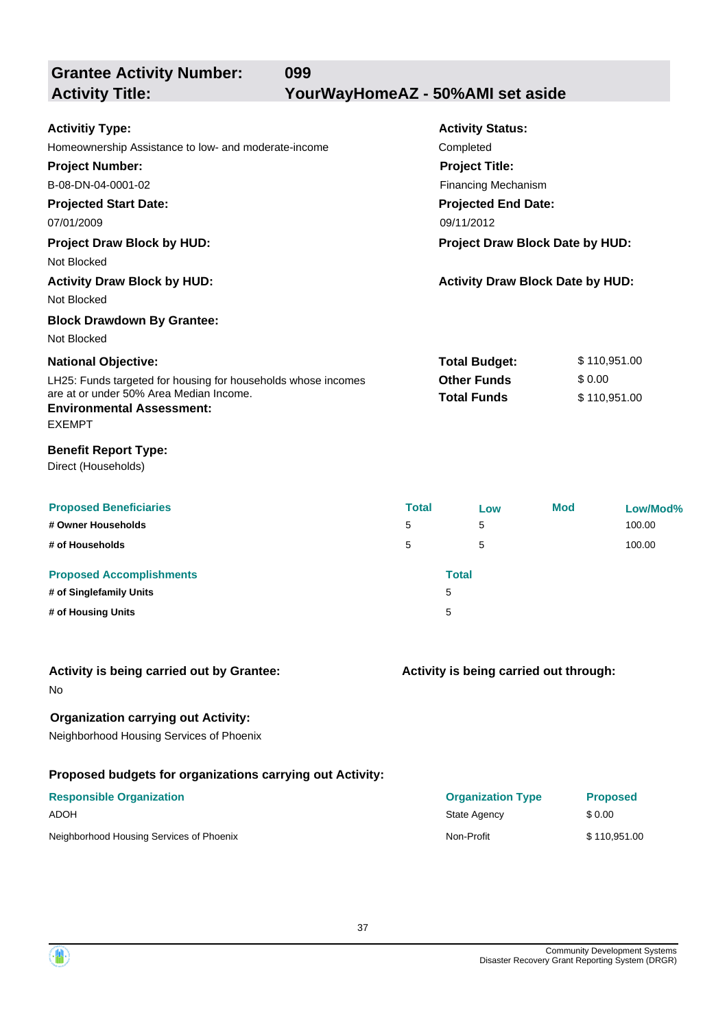## Grantee Activity Number: 099
## Activity Title: YourWayHomeAZ - 50%AMI set aside

**Activitiy Type:**
Homeownership Assistance to low- and moderate-income

**Activity Status:**
Completed

**Project Number:**
B-08-DN-04-0001-02

**Project Title:**
Financing Mechanism

**Projected Start Date:**
07/01/2009

**Projected End Date:**
09/11/2012

**Project Draw Block by HUD:**
Not Blocked

**Project Draw Block Date by HUD:**

**Activity Draw Block by HUD:**
Not Blocked

**Activity Draw Block Date by HUD:**

**Block Drawdown By Grantee:**
Not Blocked

**National Objective:**
LH25: Funds targeted for housing for households whose incomes are at or under 50% Area Median Income.

| | |
|---|---|
| **Total Budget:** | $ 110,951.00 |
| **Other Funds** | $ 0.00 |
| **Total Funds** | $ 110,951.00 |

**Environmental Assessment:**
EXEMPT

**Benefit Report Type:**
Direct (Households)

| Proposed Beneficiaries | Total | Low | Mod | Low/Mod% |
|---|---|---|---|---|
| # Owner Households | 5 | 5 | | 100.00 |
| # of Households | 5 | 5 | | 100.00 |

| Proposed Accomplishments | Total |
|---|---|
| # of Singlefamily Units | 5 |
| # of Housing Units | 5 |

**Activity is being carried out by Grantee:**
No

**Activity is being carried out through:**

**Organization carrying out Activity:**
Neighborhood Housing Services of Phoenix

**Proposed budgets for organizations carrying out Activity:**

| Responsible Organization | Organization Type | Proposed |
|---|---|---|
| ADOH | State Agency | $ 0.00 |
| Neighborhood Housing Services of Phoenix | Non-Profit | $ 110,951.00 |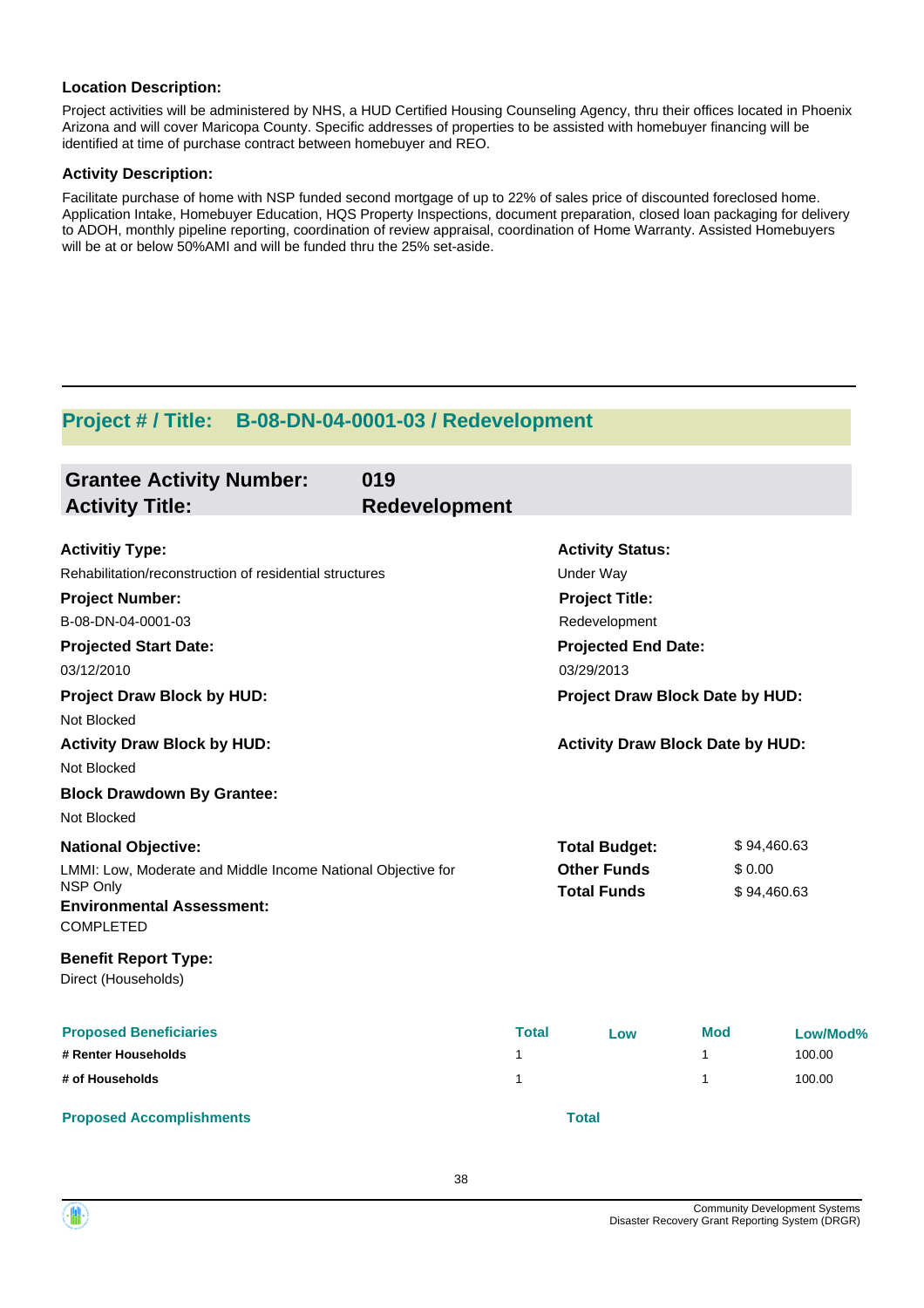**Location Description:**

Project activities will be administered by NHS, a HUD Certified Housing Counseling Agency, thru their offices located in Phoenix Arizona and will cover Maricopa County. Specific addresses of properties to be assisted with homebuyer financing will be identified at time of purchase contract between homebuyer and REO.

**Activity Description:**

Facilitate purchase of home with NSP funded second mortgage of up to 22% of sales price of discounted foreclosed home. Application Intake, Homebuyer Education, HQS Property Inspections, document preparation, closed loan packaging for delivery to ADOH, monthly pipeline reporting, coordination of review appraisal, coordination of Home Warranty. Assisted Homebuyers will be at or below 50%AMI and will be funded thru the 25% set-aside.

---

## Project # / Title: B-08-DN-04-0001-03 / Redevelopment

### Grantee Activity Number: 019
### Activity Title: Redevelopment

**Activitiy Type:**
Rehabilitation/reconstruction of residential structures

**Activity Status:**
Under Way

**Project Number:**
B-08-DN-04-0001-03

**Project Title:**
Redevelopment

**Projected Start Date:**
03/12/2010

**Projected End Date:**
03/29/2013

**Project Draw Block by HUD:**
Not Blocked

**Project Draw Block Date by HUD:**

**Activity Draw Block by HUD:**
Not Blocked

**Activity Draw Block Date by HUD:**

**Block Drawdown By Grantee:**
Not Blocked

**National Objective:**
LMMI: Low, Moderate and Middle Income National Objective for NSP Only

| | |
|---|---|
| **Total Budget:** | $ 94,460.63 |
| **Other Funds** | $ 0.00 |
| **Total Funds** | $ 94,460.63 |

**Environmental Assessment:**
COMPLETED

**Benefit Report Type:**
Direct (Households)

| Proposed Beneficiaries | Total | Low | Mod | Low/Mod% |
|---|---|---|---|---|
| # Renter Households | 1 | | 1 | 100.00 |
| # of Households | 1 | | 1 | 100.00 |

| Proposed Accomplishments | Total |
|---|---|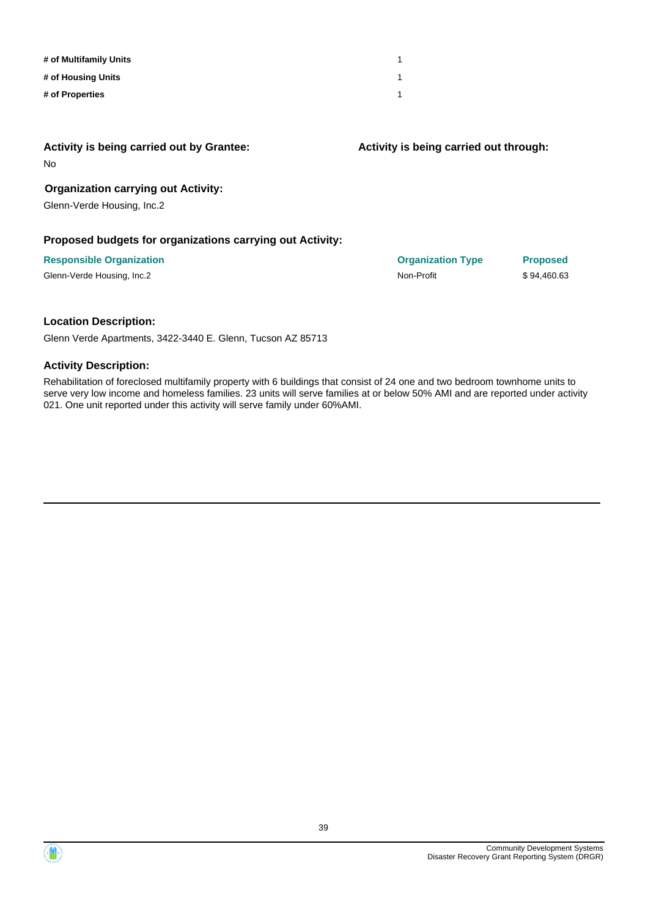| | |
|---|---|
| **# of Multifamily Units** | 1 |
| **# of Housing Units** | 1 |
| **# of Properties** | 1 |

**Activity is being carried out by Grantee:**

No

**Activity is being carried out through:**

**Organization carrying out Activity:**

Glenn-Verde Housing, Inc.2

**Proposed budgets for organizations carrying out Activity:**

| Responsible Organization | Organization Type | Proposed |
|---|---|---|
| Glenn-Verde Housing, Inc.2 | Non-Profit | $ 94,460.63 |

**Location Description:**

Glenn Verde Apartments, 3422-3440 E. Glenn, Tucson AZ 85713

**Activity Description:**

Rehabilitation of foreclosed multifamily property with 6 buildings that consist of 24 one and two bedroom townhome units to serve very low income and homeless families. 23 units will serve families at or below 50% AMI and are reported under activity 021. One unit reported under this activity will serve family under 60%AMI.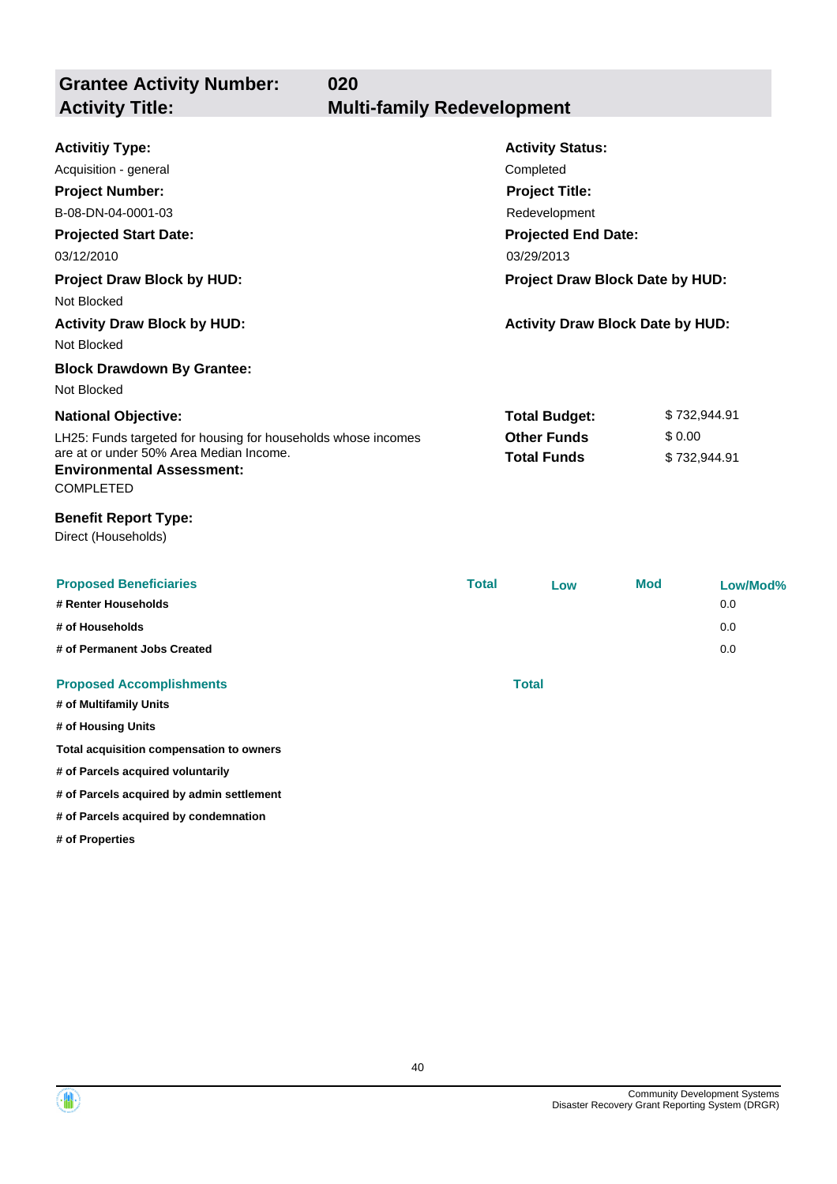## Grantee Activity Number: 020
## Activity Title: Multi-family Redevelopment

**Activitiy Type:**
Acquisition - general

**Activity Status:**
Completed

**Project Number:**
B-08-DN-04-0001-03

**Project Title:**
Redevelopment

**Projected Start Date:**
03/12/2010

**Projected End Date:**
03/29/2013

**Project Draw Block by HUD:**
Not Blocked

**Project Draw Block Date by HUD:**

**Activity Draw Block by HUD:**
Not Blocked

**Activity Draw Block Date by HUD:**

**Block Drawdown By Grantee:**
Not Blocked

**National Objective:**
LH25: Funds targeted for housing for households whose incomes are at or under 50% Area Median Income.

| | |
|---|---|
| **Total Budget:** | $ 732,944.91 |
| **Other Funds** | $ 0.00 |
| **Total Funds** | $ 732,944.91 |

**Environmental Assessment:**
COMPLETED

**Benefit Report Type:**
Direct (Households)

| Proposed Beneficiaries | Total | Low | Mod | Low/Mod% |
|---|---|---|---|---|
| # Renter Households | | | | 0.0 |
| # of Households | | | | 0.0 |
| # of Permanent Jobs Created | | | | 0.0 |

| Proposed Accomplishments | Total |
|---|---|
| # of Multifamily Units | |
| # of Housing Units | |
| Total acquisition compensation to owners | |
| # of Parcels acquired voluntarily | |
| # of Parcels acquired by admin settlement | |
| # of Parcels acquired by condemnation | |
| # of Properties | |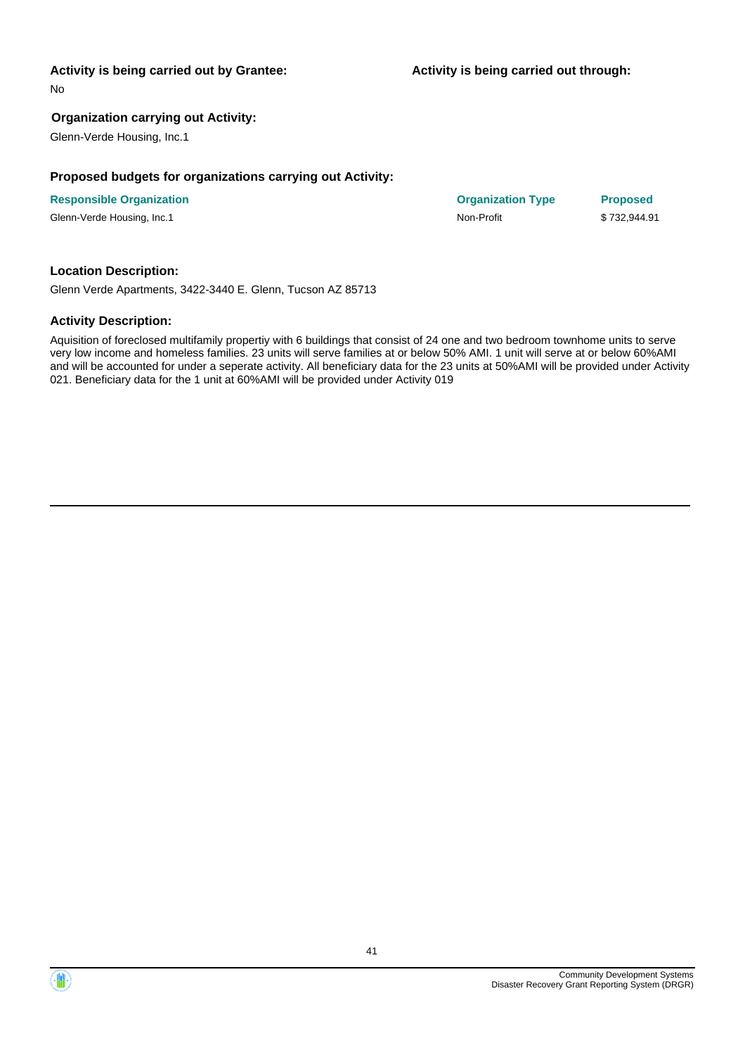**Activity is being carried out by Grantee:**

No

**Activity is being carried out through:**

**Organization carrying out Activity:**

Glenn-Verde Housing, Inc.1

**Proposed budgets for organizations carrying out Activity:**

| Responsible Organization | Organization Type | Proposed |
|---|---|---|
| Glenn-Verde Housing, Inc.1 | Non-Profit | $ 732,944.91 |

**Location Description:**

Glenn Verde Apartments, 3422-3440 E. Glenn, Tucson AZ 85713

**Activity Description:**

Aquisition of foreclosed multifamily propertiy with 6 buildings that consist of 24 one and two bedroom townhome units to serve very low income and homeless families. 23 units will serve families at or below 50% AMI. 1 unit will serve at or below 60%AMI and will be accounted for under a seperate activity. All beneficiary data for the 23 units at 50%AMI will be provided under Activity 021. Beneficiary data for the 1 unit at 60%AMI will be provided under Activity 019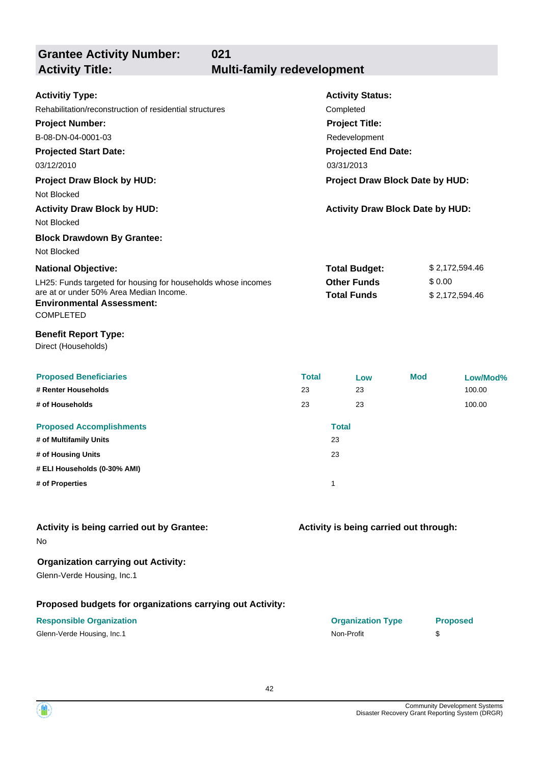## Grantee Activity Number: 021
## Activity Title: Multi-family redevelopment

**Activitiy Type:**
Rehabilitation/reconstruction of residential structures

**Activity Status:**
Completed

**Project Number:**
B-08-DN-04-0001-03

**Project Title:**
Redevelopment

**Projected Start Date:**
03/12/2010

**Projected End Date:**
03/31/2013

**Project Draw Block by HUD:**
Not Blocked

**Project Draw Block Date by HUD:**

**Activity Draw Block by HUD:**
Not Blocked

**Activity Draw Block Date by HUD:**

**Block Drawdown By Grantee:**
Not Blocked

**National Objective:**
LH25: Funds targeted for housing for households whose incomes are at or under 50% Area Median Income.

| | |
|---|---|
| **Total Budget:** | $ 2,172,594.46 |
| **Other Funds** | $ 0.00 |
| **Total Funds** | $ 2,172,594.46 |

**Environmental Assessment:**
COMPLETED

**Benefit Report Type:**
Direct (Households)

| Proposed Beneficiaries | Total | Low | Mod | Low/Mod% |
|---|---|---|---|---|
| # Renter Households | 23 | 23 | | 100.00 |
| # of Households | 23 | 23 | | 100.00 |

| Proposed Accomplishments | Total |
|---|---|
| # of Multifamily Units | 23 |
| # of Housing Units | 23 |
| # ELI Households (0-30% AMI) | |
| # of Properties | 1 |

**Activity is being carried out by Grantee:**
No

**Activity is being carried out through:**

**Organization carrying out Activity:**
Glenn-Verde Housing, Inc.1

**Proposed budgets for organizations carrying out Activity:**

| Responsible Organization | Organization Type | Proposed |
|---|---|---|
| Glenn-Verde Housing, Inc.1 | Non-Profit | $ |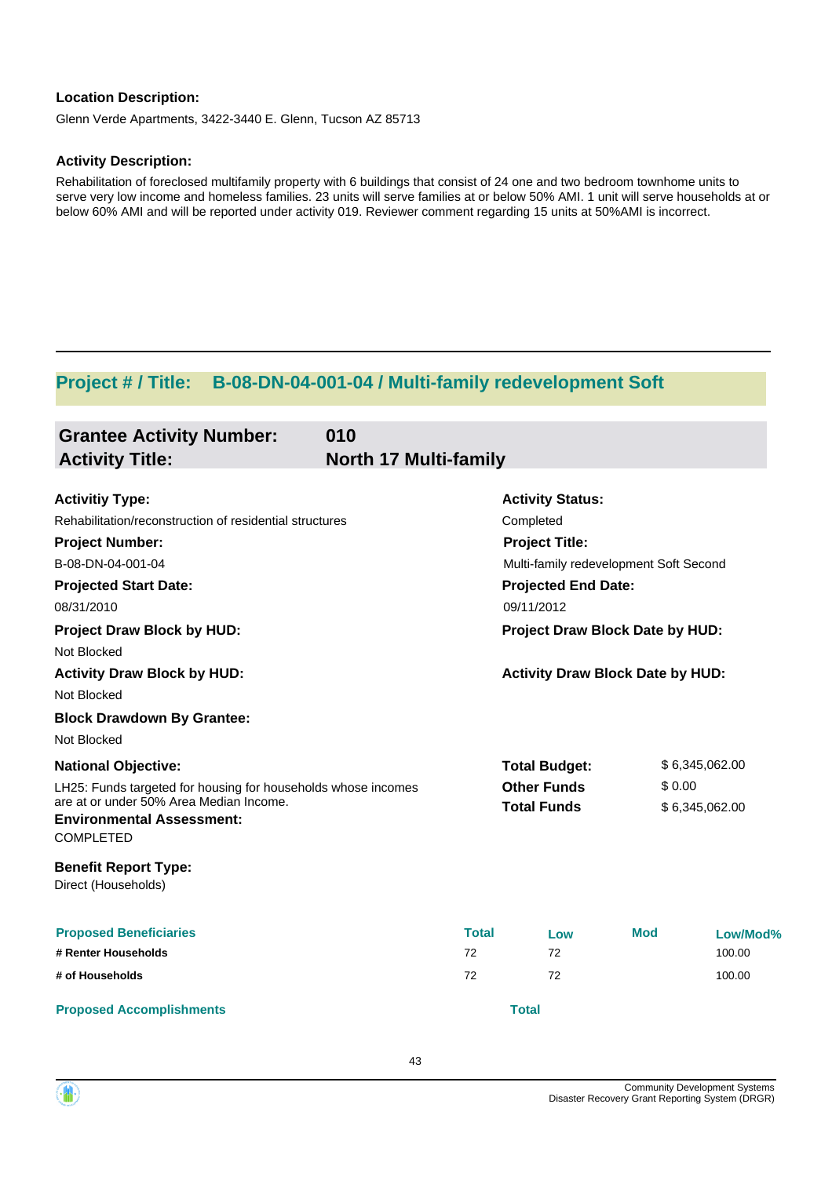**Location Description:**

Glenn Verde Apartments, 3422-3440 E. Glenn, Tucson AZ 85713

**Activity Description:**

Rehabilitation of foreclosed multifamily property with 6 buildings that consist of 24 one and two bedroom townhome units to serve very low income and homeless families. 23 units will serve families at or below 50% AMI. 1 unit will serve households at or below 60% AMI and will be reported under activity 019. Reviewer comment regarding 15 units at 50%AMI is incorrect.

---

## Project # / Title: B-08-DN-04-001-04 / Multi-family redevelopment Soft

### Grantee Activity Number: 010
### Activity Title: North 17 Multi-family

**Activitiy Type:**
Rehabilitation/reconstruction of residential structures

**Activity Status:**
Completed

**Project Number:**
B-08-DN-04-001-04

**Project Title:**
Multi-family redevelopment Soft Second

**Projected Start Date:**
08/31/2010

**Projected End Date:**
09/11/2012

**Project Draw Block by HUD:**
Not Blocked

**Project Draw Block Date by HUD:**

**Activity Draw Block by HUD:**
Not Blocked

**Activity Draw Block Date by HUD:**

**Block Drawdown By Grantee:**
Not Blocked

**National Objective:**
LH25: Funds targeted for housing for households whose incomes are at or under 50% Area Median Income.

**Total Budget:** $ 6,345,062.00
**Other Funds** $ 0.00
**Total Funds** $ 6,345,062.00

**Environmental Assessment:**
COMPLETED

**Benefit Report Type:**
Direct (Households)

| Proposed Beneficiaries | Total | Low | Mod | Low/Mod% |
|---|---|---|---|---|
| # Renter Households | 72 | 72 | | 100.00 |
| # of Households | 72 | 72 | | 100.00 |

| Proposed Accomplishments | Total |
|---|---|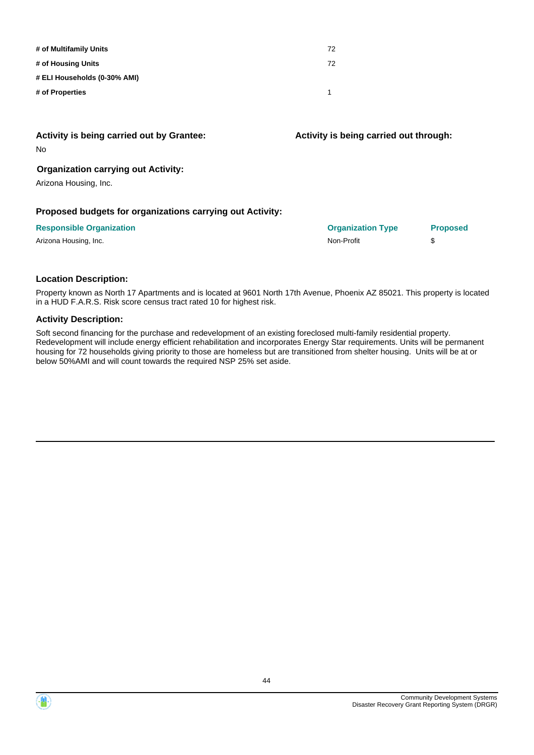| | |
|---|---|
| **# of Multifamily Units** | 72 |
| **# of Housing Units** | 72 |
| **# ELI Households (0-30% AMI)** | |
| **# of Properties** | 1 |

**Activity is being carried out by Grantee:**

No

**Activity is being carried out through:**

**Organization carrying out Activity:**

Arizona Housing, Inc.

**Proposed budgets for organizations carrying out Activity:**

| Responsible Organization | Organization Type | Proposed |
|---|---|---|
| Arizona Housing, Inc. | Non-Profit | $ |

**Location Description:**

Property known as North 17 Apartments and is located at 9601 North 17th Avenue, Phoenix AZ 85021. This property is located in a HUD F.A.R.S. Risk score census tract rated 10 for highest risk.

**Activity Description:**

Soft second financing for the purchase and redevelopment of an existing foreclosed multi-family residential property. Redevelopment will include energy efficient rehabilitation and incorporates Energy Star requirements. Units will be permanent housing for 72 households giving priority to those are homeless but are transitioned from shelter housing. Units will be at or below 50%AMI and will count towards the required NSP 25% set aside.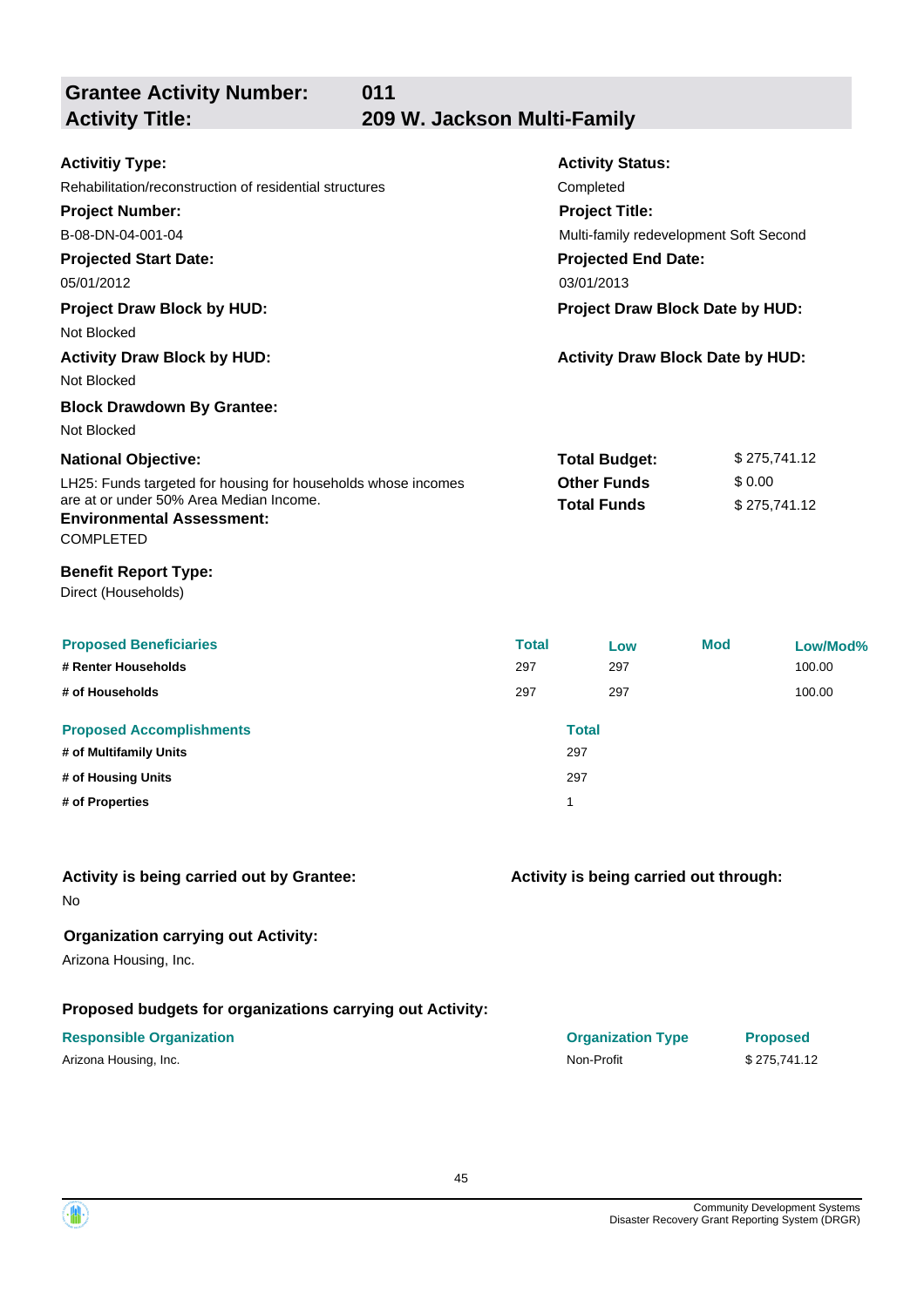## Grantee Activity Number: 011
## Activity Title: 209 W. Jackson Multi-Family

**Activitiy Type:**
Rehabilitation/reconstruction of residential structures

**Activity Status:**
Completed

**Project Number:**
B-08-DN-04-001-04

**Project Title:**
Multi-family redevelopment Soft Second

**Projected Start Date:**
05/01/2012

**Projected End Date:**
03/01/2013

**Project Draw Block by HUD:**
Not Blocked

**Project Draw Block Date by HUD:**

**Activity Draw Block by HUD:**
Not Blocked

**Activity Draw Block Date by HUD:**

**Block Drawdown By Grantee:**
Not Blocked

**National Objective:**
LH25: Funds targeted for housing for households whose incomes are at or under 50% Area Median Income.

| | |
|---|---|
| **Total Budget:** | $ 275,741.12 |
| **Other Funds** | $ 0.00 |
| **Total Funds** | $ 275,741.12 |

**Environmental Assessment:**
COMPLETED

**Benefit Report Type:**
Direct (Households)

| Proposed Beneficiaries | Total | Low | Mod | Low/Mod% |
|---|---|---|---|---|
| # Renter Households | 297 | 297 | | 100.00 |
| # of Households | 297 | 297 | | 100.00 |

| Proposed Accomplishments | Total |
|---|---|
| # of Multifamily Units | 297 |
| # of Housing Units | 297 |
| # of Properties | 1 |

**Activity is being carried out by Grantee:**
No

**Activity is being carried out through:**

**Organization carrying out Activity:**
Arizona Housing, Inc.

**Proposed budgets for organizations carrying out Activity:**

| Responsible Organization | Organization Type | Proposed |
|---|---|---|
| Arizona Housing, Inc. | Non-Profit | $ 275,741.12 |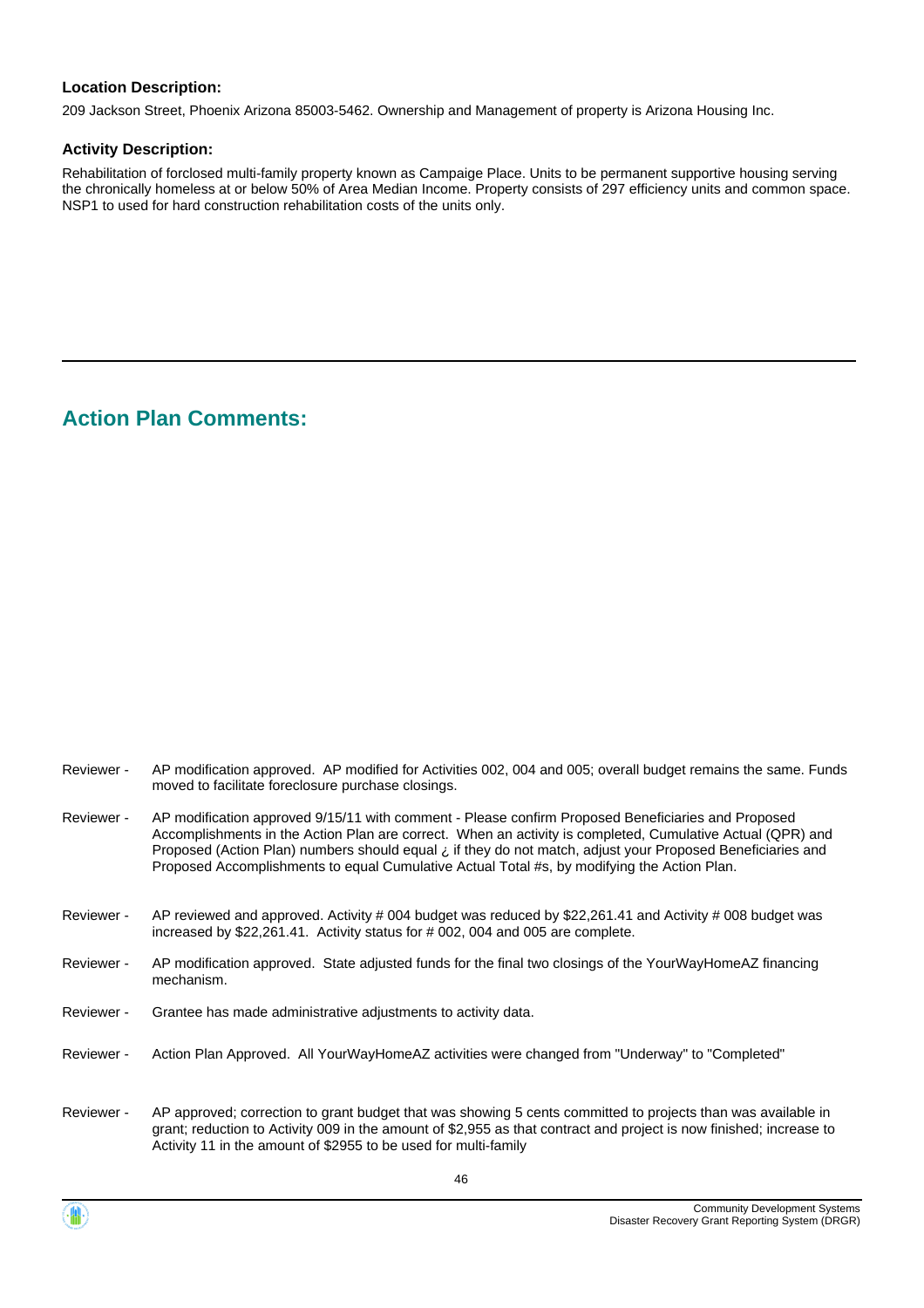**Location Description:**

209 Jackson Street, Phoenix Arizona 85003-5462. Ownership and Management of property is Arizona Housing Inc.

**Activity Description:**

Rehabilitation of forclosed multi-family property known as Campaige Place. Units to be permanent supportive housing serving the chronically homeless at or below 50% of Area Median Income. Property consists of 297 efficiency units and common space. NSP1 to used for hard construction rehabilitation costs of the units only.

## Action Plan Comments:

| | |
|---|---|
| Reviewer - | AP modification approved. AP modified for Activities 002, 004 and 005; overall budget remains the same. Funds moved to facilitate foreclosure purchase closings. |
| Reviewer - | AP modification approved 9/15/11 with comment - Please confirm Proposed Beneficiaries and Proposed Accomplishments in the Action Plan are correct. When an activity is completed, Cumulative Actual (QPR) and Proposed (Action Plan) numbers should equal ¿ if they do not match, adjust your Proposed Beneficiaries and Proposed Accomplishments to equal Cumulative Actual Total #s, by modifying the Action Plan. |
| Reviewer - | AP reviewed and approved. Activity # 004 budget was reduced by $22,261.41 and Activity # 008 budget was increased by $22,261.41. Activity status for # 002, 004 and 005 are complete. |
| Reviewer - | AP modification approved. State adjusted funds for the final two closings of the YourWayHomeAZ financing mechanism. |
| Reviewer - | Grantee has made administrative adjustments to activity data. |
| Reviewer - | Action Plan Approved. All YourWayHomeAZ activities were changed from "Underway" to "Completed" |
| Reviewer - | AP approved; correction to grant budget that was showing 5 cents committed to projects than was available in grant; reduction to Activity 009 in the amount of $2,955 as that contract and project is now finished; increase to Activity 11 in the amount of $2955 to be used for multi-family |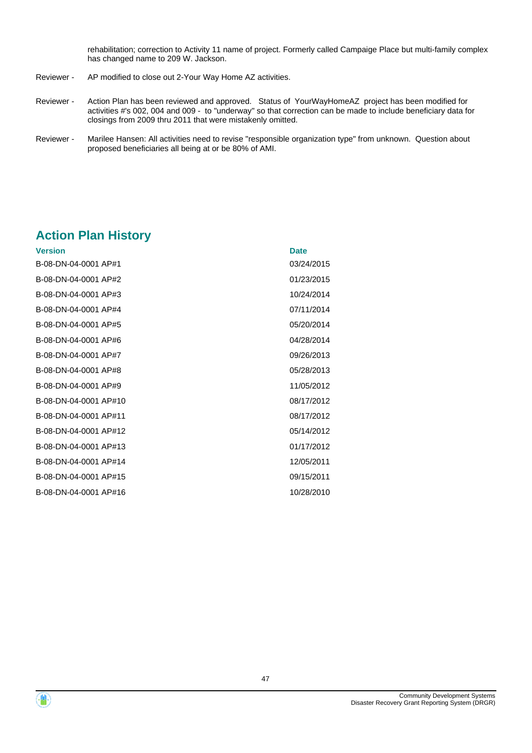rehabilitation; correction to Activity 11 name of project. Formerly called Campaige Place but multi-family complex has changed name to 209 W. Jackson.

Reviewer - AP modified to close out 2-Your Way Home AZ activities.

Reviewer - Action Plan has been reviewed and approved. Status of YourWayHomeAZ project has been modified for activities #'s 002, 004 and 009 - to "underway" so that correction can be made to include beneficiary data for closings from 2009 thru 2011 that were mistakenly omitted.

Reviewer - Marilee Hansen: All activities need to revise "responsible organization type" from unknown. Question about proposed beneficiaries all being at or be 80% of AMI.

## Action Plan History

| Version | Date |
|---|---|
| B-08-DN-04-0001 AP#1 | 03/24/2015 |
| B-08-DN-04-0001 AP#2 | 01/23/2015 |
| B-08-DN-04-0001 AP#3 | 10/24/2014 |
| B-08-DN-04-0001 AP#4 | 07/11/2014 |
| B-08-DN-04-0001 AP#5 | 05/20/2014 |
| B-08-DN-04-0001 AP#6 | 04/28/2014 |
| B-08-DN-04-0001 AP#7 | 09/26/2013 |
| B-08-DN-04-0001 AP#8 | 05/28/2013 |
| B-08-DN-04-0001 AP#9 | 11/05/2012 |
| B-08-DN-04-0001 AP#10 | 08/17/2012 |
| B-08-DN-04-0001 AP#11 | 08/17/2012 |
| B-08-DN-04-0001 AP#12 | 05/14/2012 |
| B-08-DN-04-0001 AP#13 | 01/17/2012 |
| B-08-DN-04-0001 AP#14 | 12/05/2011 |
| B-08-DN-04-0001 AP#15 | 09/15/2011 |
| B-08-DN-04-0001 AP#16 | 10/28/2010 |